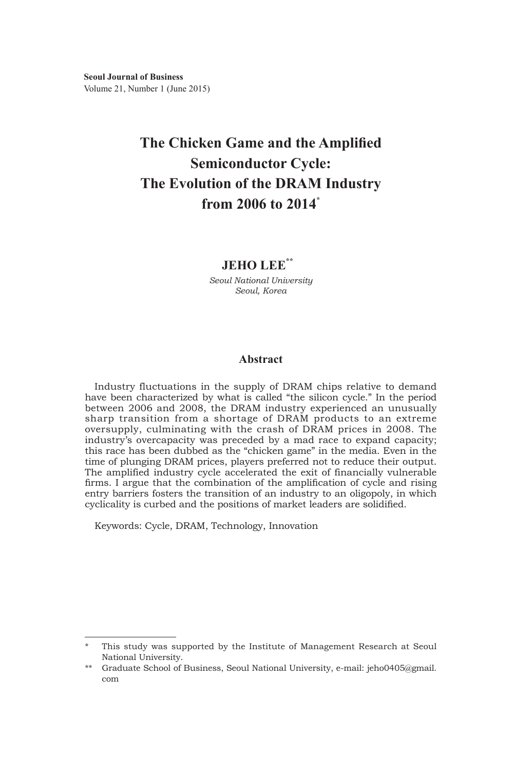# The Chicken Game and the Amplified Semiconductor Cycle: The Evolution of the DRAM Industry from 2006 to 2014[*]

**JEHO LEE[**]**

*Seoul National University*
*Seoul, Korea*

## Abstract

Industry fluctuations in the supply of DRAM chips relative to demand have been characterized by what is called "the silicon cycle." In the period between 2006 and 2008, the DRAM industry experienced an unusually sharp transition from a shortage of DRAM products to an extreme oversupply, culminating with the crash of DRAM prices in 2008. The industry's overcapacity was preceded by a mad race to expand capacity; this race has been dubbed as the "chicken game" in the media. Even in the time of plunging DRAM prices, players preferred not to reduce their output. The amplified industry cycle accelerated the exit of financially vulnerable firms. I argue that the combination of the amplification of cycle and rising entry barriers fosters the transition of an industry to an oligopoly, in which cyclicality is curbed and the positions of market leaders are solidified.

Keywords: Cycle, DRAM, Technology, Innovation

---

\* This study was supported by the Institute of Management Research at Seoul National University.

\*\* Graduate School of Business, Seoul National University, e-mail: jeho0405@gmail.com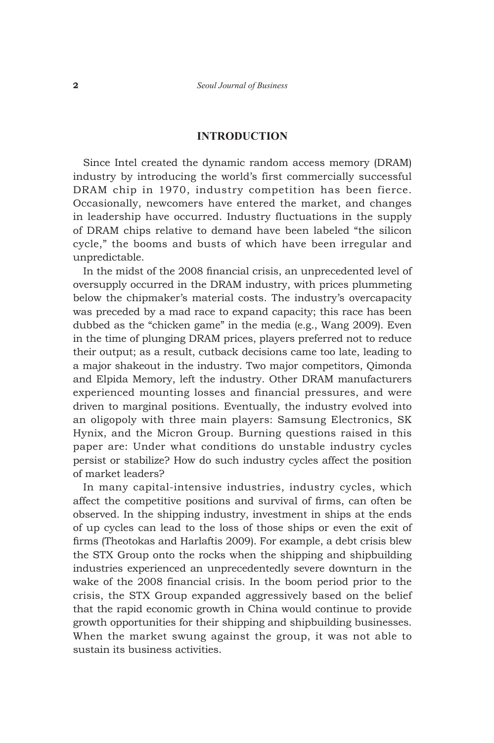## INTRODUCTION

Since Intel created the dynamic random access memory (DRAM) industry by introducing the world's first commercially successful DRAM chip in 1970, industry competition has been fierce. Occasionally, newcomers have entered the market, and changes in leadership have occurred. Industry fluctuations in the supply of DRAM chips relative to demand have been labeled "the silicon cycle," the booms and busts of which have been irregular and unpredictable.

In the midst of the 2008 financial crisis, an unprecedented level of oversupply occurred in the DRAM industry, with prices plummeting below the chipmaker's material costs. The industry's overcapacity was preceded by a mad race to expand capacity; this race has been dubbed as the "chicken game" in the media (e.g., Wang 2009). Even in the time of plunging DRAM prices, players preferred not to reduce their output; as a result, cutback decisions came too late, leading to a major shakeout in the industry. Two major competitors, Qimonda and Elpida Memory, left the industry. Other DRAM manufacturers experienced mounting losses and financial pressures, and were driven to marginal positions. Eventually, the industry evolved into an oligopoly with three main players: Samsung Electronics, SK Hynix, and the Micron Group. Burning questions raised in this paper are: Under what conditions do unstable industry cycles persist or stabilize? How do such industry cycles affect the position of market leaders?

In many capital-intensive industries, industry cycles, which affect the competitive positions and survival of firms, can often be observed. In the shipping industry, investment in ships at the ends of up cycles can lead to the loss of those ships or even the exit of firms (Theotokas and Harlaftis 2009). For example, a debt crisis blew the STX Group onto the rocks when the shipping and shipbuilding industries experienced an unprecedentedly severe downturn in the wake of the 2008 financial crisis. In the boom period prior to the crisis, the STX Group expanded aggressively based on the belief that the rapid economic growth in China would continue to provide growth opportunities for their shipping and shipbuilding businesses. When the market swung against the group, it was not able to sustain its business activities.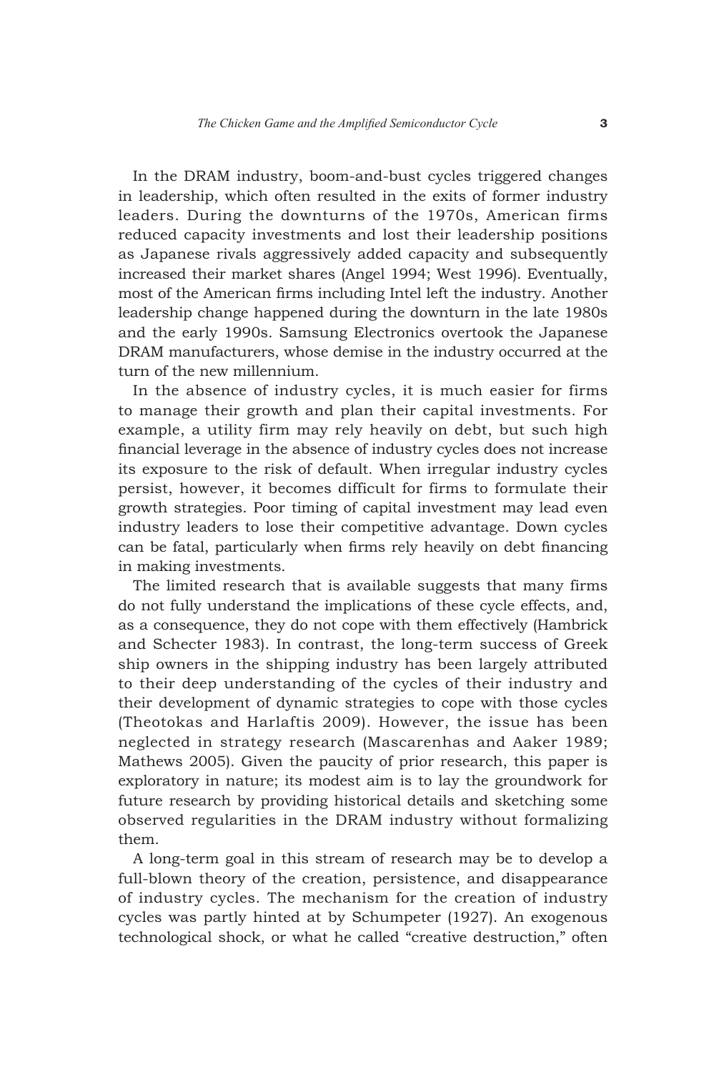In the DRAM industry, boom-and-bust cycles triggered changes in leadership, which often resulted in the exits of former industry leaders. During the downturns of the 1970s, American firms reduced capacity investments and lost their leadership positions as Japanese rivals aggressively added capacity and subsequently increased their market shares (Angel 1994; West 1996). Eventually, most of the American firms including Intel left the industry. Another leadership change happened during the downturn in the late 1980s and the early 1990s. Samsung Electronics overtook the Japanese DRAM manufacturers, whose demise in the industry occurred at the turn of the new millennium.

In the absence of industry cycles, it is much easier for firms to manage their growth and plan their capital investments. For example, a utility firm may rely heavily on debt, but such high financial leverage in the absence of industry cycles does not increase its exposure to the risk of default. When irregular industry cycles persist, however, it becomes difficult for firms to formulate their growth strategies. Poor timing of capital investment may lead even industry leaders to lose their competitive advantage. Down cycles can be fatal, particularly when firms rely heavily on debt financing in making investments.

The limited research that is available suggests that many firms do not fully understand the implications of these cycle effects, and, as a consequence, they do not cope with them effectively (Hambrick and Schecter 1983). In contrast, the long-term success of Greek ship owners in the shipping industry has been largely attributed to their deep understanding of the cycles of their industry and their development of dynamic strategies to cope with those cycles (Theotokas and Harlaftis 2009). However, the issue has been neglected in strategy research (Mascarenhas and Aaker 1989; Mathews 2005). Given the paucity of prior research, this paper is exploratory in nature; its modest aim is to lay the groundwork for future research by providing historical details and sketching some observed regularities in the DRAM industry without formalizing them.

A long-term goal in this stream of research may be to develop a full-blown theory of the creation, persistence, and disappearance of industry cycles. The mechanism for the creation of industry cycles was partly hinted at by Schumpeter (1927). An exogenous technological shock, or what he called "creative destruction," often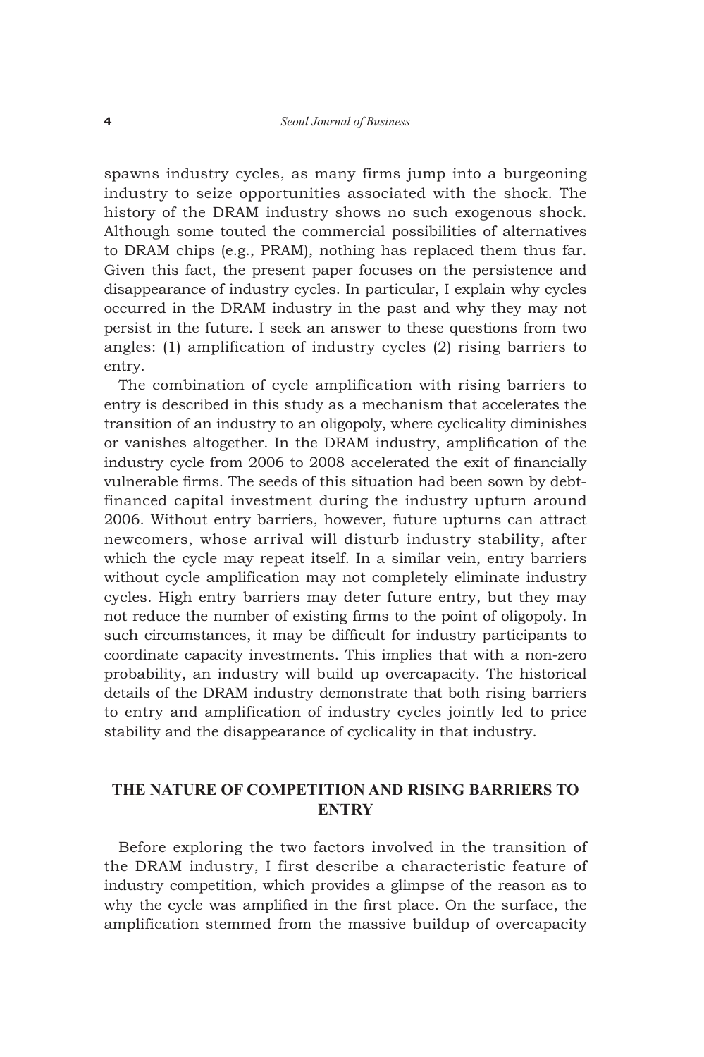spawns industry cycles, as many firms jump into a burgeoning industry to seize opportunities associated with the shock. The history of the DRAM industry shows no such exogenous shock. Although some touted the commercial possibilities of alternatives to DRAM chips (e.g., PRAM), nothing has replaced them thus far. Given this fact, the present paper focuses on the persistence and disappearance of industry cycles. In particular, I explain why cycles occurred in the DRAM industry in the past and why they may not persist in the future. I seek an answer to these questions from two angles: (1) amplification of industry cycles (2) rising barriers to entry.

The combination of cycle amplification with rising barriers to entry is described in this study as a mechanism that accelerates the transition of an industry to an oligopoly, where cyclicality diminishes or vanishes altogether. In the DRAM industry, amplification of the industry cycle from 2006 to 2008 accelerated the exit of financially vulnerable firms. The seeds of this situation had been sown by debt-financed capital investment during the industry upturn around 2006. Without entry barriers, however, future upturns can attract newcomers, whose arrival will disturb industry stability, after which the cycle may repeat itself. In a similar vein, entry barriers without cycle amplification may not completely eliminate industry cycles. High entry barriers may deter future entry, but they may not reduce the number of existing firms to the point of oligopoly. In such circumstances, it may be difficult for industry participants to coordinate capacity investments. This implies that with a non-zero probability, an industry will build up overcapacity. The historical details of the DRAM industry demonstrate that both rising barriers to entry and amplification of industry cycles jointly led to price stability and the disappearance of cyclicality in that industry.

## THE NATURE OF COMPETITION AND RISING BARRIERS TO ENTRY

Before exploring the two factors involved in the transition of the DRAM industry, I first describe a characteristic feature of industry competition, which provides a glimpse of the reason as to why the cycle was amplified in the first place. On the surface, the amplification stemmed from the massive buildup of overcapacity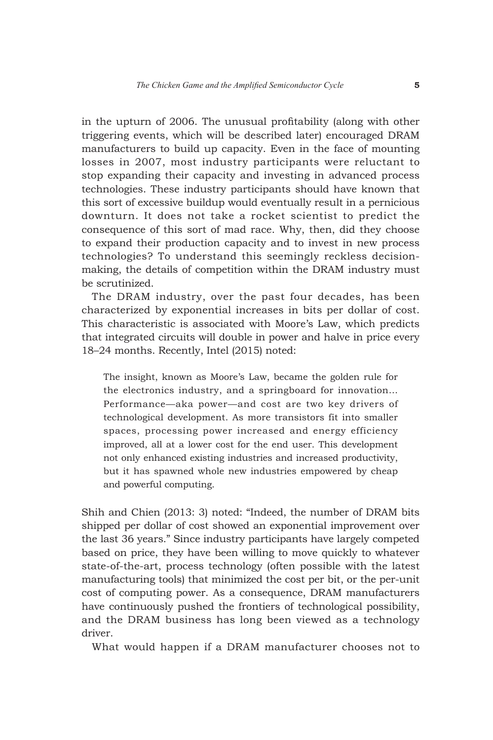in the upturn of 2006. The unusual profitability (along with other triggering events, which will be described later) encouraged DRAM manufacturers to build up capacity. Even in the face of mounting losses in 2007, most industry participants were reluctant to stop expanding their capacity and investing in advanced process technologies. These industry participants should have known that this sort of excessive buildup would eventually result in a pernicious downturn. It does not take a rocket scientist to predict the consequence of this sort of mad race. Why, then, did they choose to expand their production capacity and to invest in new process technologies? To understand this seemingly reckless decision-making, the details of competition within the DRAM industry must be scrutinized.

The DRAM industry, over the past four decades, has been characterized by exponential increases in bits per dollar of cost. This characteristic is associated with Moore's Law, which predicts that integrated circuits will double in power and halve in price every 18–24 months. Recently, Intel (2015) noted:

> The insight, known as Moore's Law, became the golden rule for the electronics industry, and a springboard for innovation… Performance—aka power—and cost are two key drivers of technological development. As more transistors fit into smaller spaces, processing power increased and energy efficiency improved, all at a lower cost for the end user. This development not only enhanced existing industries and increased productivity, but it has spawned whole new industries empowered by cheap and powerful computing.

Shih and Chien (2013: 3) noted: "Indeed, the number of DRAM bits shipped per dollar of cost showed an exponential improvement over the last 36 years." Since industry participants have largely competed based on price, they have been willing to move quickly to whatever state-of-the-art, process technology (often possible with the latest manufacturing tools) that minimized the cost per bit, or the per-unit cost of computing power. As a consequence, DRAM manufacturers have continuously pushed the frontiers of technological possibility, and the DRAM business has long been viewed as a technology driver.

What would happen if a DRAM manufacturer chooses not to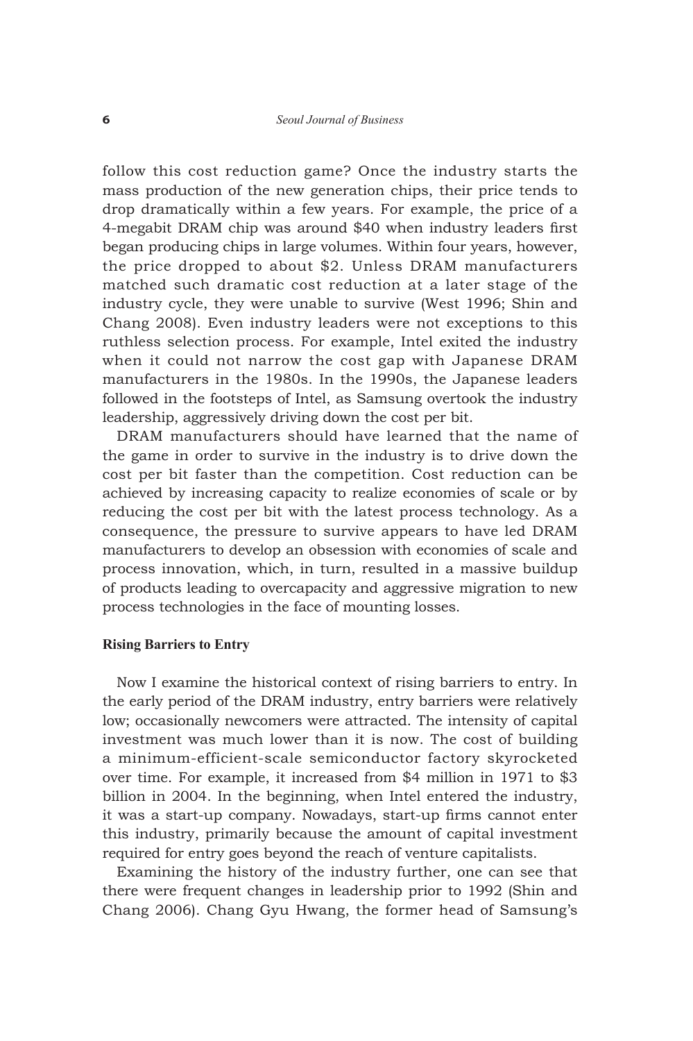follow this cost reduction game? Once the industry starts the mass production of the new generation chips, their price tends to drop dramatically within a few years. For example, the price of a 4-megabit DRAM chip was around $40 when industry leaders first began producing chips in large volumes. Within four years, however, the price dropped to about $2. Unless DRAM manufacturers matched such dramatic cost reduction at a later stage of the industry cycle, they were unable to survive (West 1996; Shin and Chang 2008). Even industry leaders were not exceptions to this ruthless selection process. For example, Intel exited the industry when it could not narrow the cost gap with Japanese DRAM manufacturers in the 1980s. In the 1990s, the Japanese leaders followed in the footsteps of Intel, as Samsung overtook the industry leadership, aggressively driving down the cost per bit.

DRAM manufacturers should have learned that the name of the game in order to survive in the industry is to drive down the cost per bit faster than the competition. Cost reduction can be achieved by increasing capacity to realize economies of scale or by reducing the cost per bit with the latest process technology. As a consequence, the pressure to survive appears to have led DRAM manufacturers to develop an obsession with economies of scale and process innovation, which, in turn, resulted in a massive buildup of products leading to overcapacity and aggressive migration to new process technologies in the face of mounting losses.

### Rising Barriers to Entry

Now I examine the historical context of rising barriers to entry. In the early period of the DRAM industry, entry barriers were relatively low; occasionally newcomers were attracted. The intensity of capital investment was much lower than it is now. The cost of building a minimum-efficient-scale semiconductor factory skyrocketed over time. For example, it increased from $4 million in 1971 to $3 billion in 2004. In the beginning, when Intel entered the industry, it was a start-up company. Nowadays, start-up firms cannot enter this industry, primarily because the amount of capital investment required for entry goes beyond the reach of venture capitalists.

Examining the history of the industry further, one can see that there were frequent changes in leadership prior to 1992 (Shin and Chang 2006). Chang Gyu Hwang, the former head of Samsung's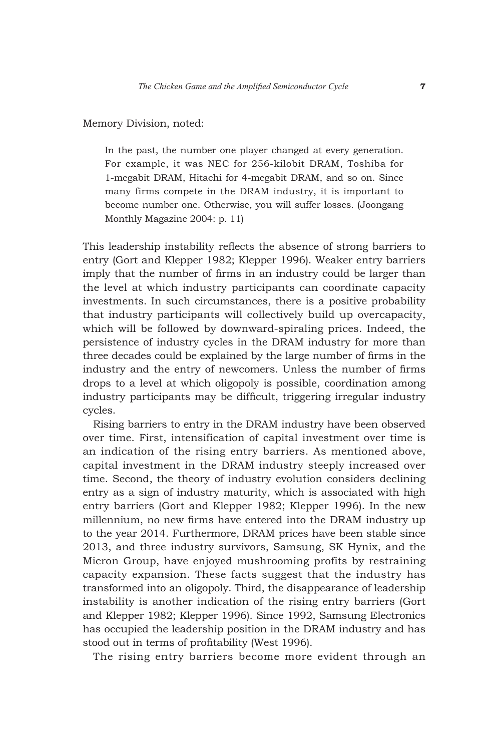Memory Division, noted:

> In the past, the number one player changed at every generation. For example, it was NEC for 256-kilobit DRAM, Toshiba for 1-megabit DRAM, Hitachi for 4-megabit DRAM, and so on. Since many firms compete in the DRAM industry, it is important to become number one. Otherwise, you will suffer losses. (Joongang Monthly Magazine 2004: p. 11)

This leadership instability reflects the absence of strong barriers to entry (Gort and Klepper 1982; Klepper 1996). Weaker entry barriers imply that the number of firms in an industry could be larger than the level at which industry participants can coordinate capacity investments. In such circumstances, there is a positive probability that industry participants will collectively build up overcapacity, which will be followed by downward-spiraling prices. Indeed, the persistence of industry cycles in the DRAM industry for more than three decades could be explained by the large number of firms in the industry and the entry of newcomers. Unless the number of firms drops to a level at which oligopoly is possible, coordination among industry participants may be difficult, triggering irregular industry cycles.

Rising barriers to entry in the DRAM industry have been observed over time. First, intensification of capital investment over time is an indication of the rising entry barriers. As mentioned above, capital investment in the DRAM industry steeply increased over time. Second, the theory of industry evolution considers declining entry as a sign of industry maturity, which is associated with high entry barriers (Gort and Klepper 1982; Klepper 1996). In the new millennium, no new firms have entered into the DRAM industry up to the year 2014. Furthermore, DRAM prices have been stable since 2013, and three industry survivors, Samsung, SK Hynix, and the Micron Group, have enjoyed mushrooming profits by restraining capacity expansion. These facts suggest that the industry has transformed into an oligopoly. Third, the disappearance of leadership instability is another indication of the rising entry barriers (Gort and Klepper 1982; Klepper 1996). Since 1992, Samsung Electronics has occupied the leadership position in the DRAM industry and has stood out in terms of profitability (West 1996).

The rising entry barriers become more evident through an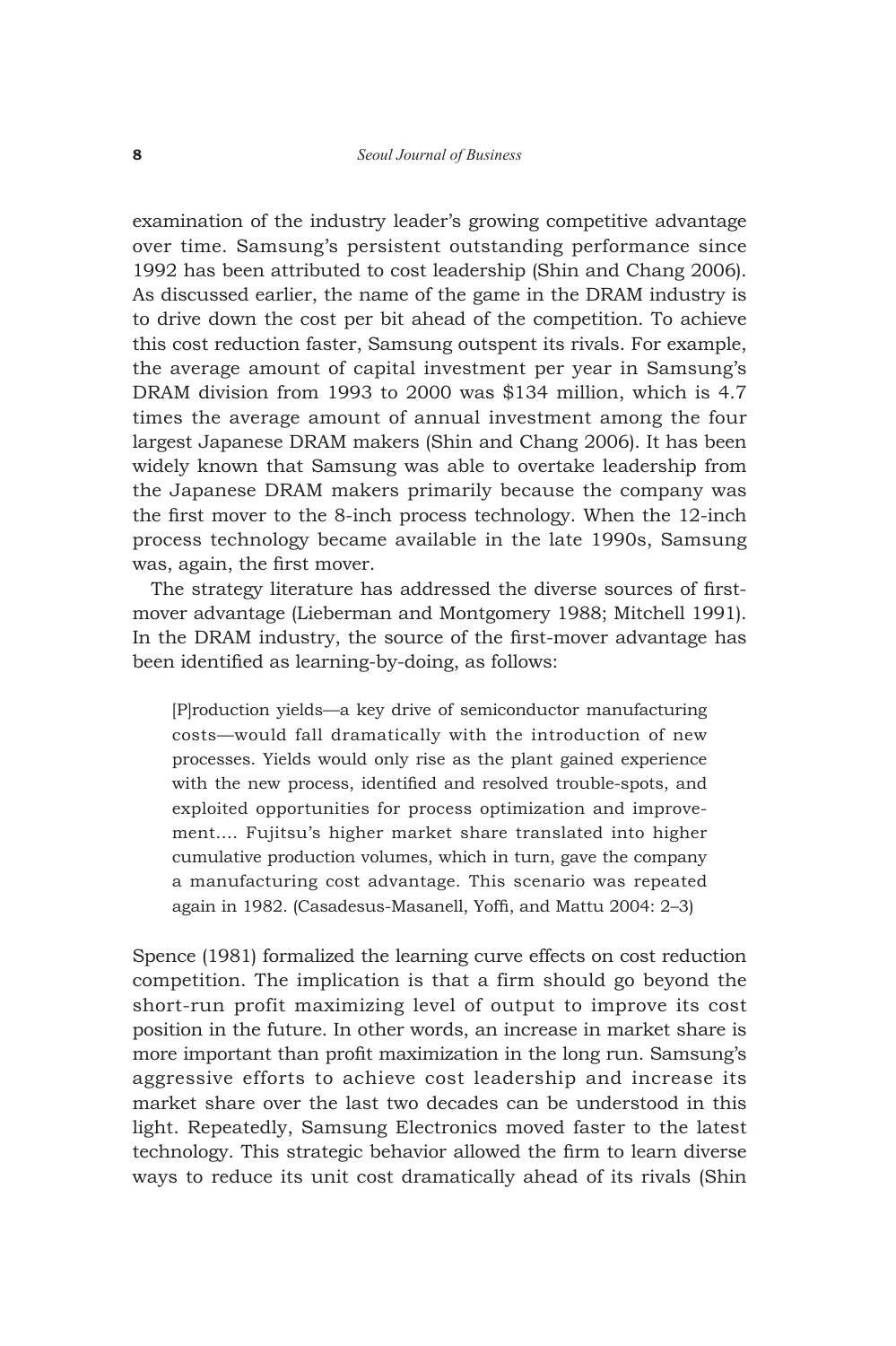examination of the industry leader's growing competitive advantage over time. Samsung's persistent outstanding performance since 1992 has been attributed to cost leadership (Shin and Chang 2006). As discussed earlier, the name of the game in the DRAM industry is to drive down the cost per bit ahead of the competition. To achieve this cost reduction faster, Samsung outspent its rivals. For example, the average amount of capital investment per year in Samsung's DRAM division from 1993 to 2000 was $134 million, which is 4.7 times the average amount of annual investment among the four largest Japanese DRAM makers (Shin and Chang 2006). It has been widely known that Samsung was able to overtake leadership from the Japanese DRAM makers primarily because the company was the first mover to the 8-inch process technology. When the 12-inch process technology became available in the late 1990s, Samsung was, again, the first mover.

The strategy literature has addressed the diverse sources of first-mover advantage (Lieberman and Montgomery 1988; Mitchell 1991). In the DRAM industry, the source of the first-mover advantage has been identified as learning-by-doing, as follows:

> [P]roduction yields—a key drive of semiconductor manufacturing costs—would fall dramatically with the introduction of new processes. Yields would only rise as the plant gained experience with the new process, identified and resolved trouble-spots, and exploited opportunities for process optimization and improvement.... Fujitsu's higher market share translated into higher cumulative production volumes, which in turn, gave the company a manufacturing cost advantage. This scenario was repeated again in 1982. (Casadesus-Masanell, Yoffi, and Mattu 2004: 2–3)

Spence (1981) formalized the learning curve effects on cost reduction competition. The implication is that a firm should go beyond the short-run profit maximizing level of output to improve its cost position in the future. In other words, an increase in market share is more important than profit maximization in the long run. Samsung's aggressive efforts to achieve cost leadership and increase its market share over the last two decades can be understood in this light. Repeatedly, Samsung Electronics moved faster to the latest technology. This strategic behavior allowed the firm to learn diverse ways to reduce its unit cost dramatically ahead of its rivals (Shin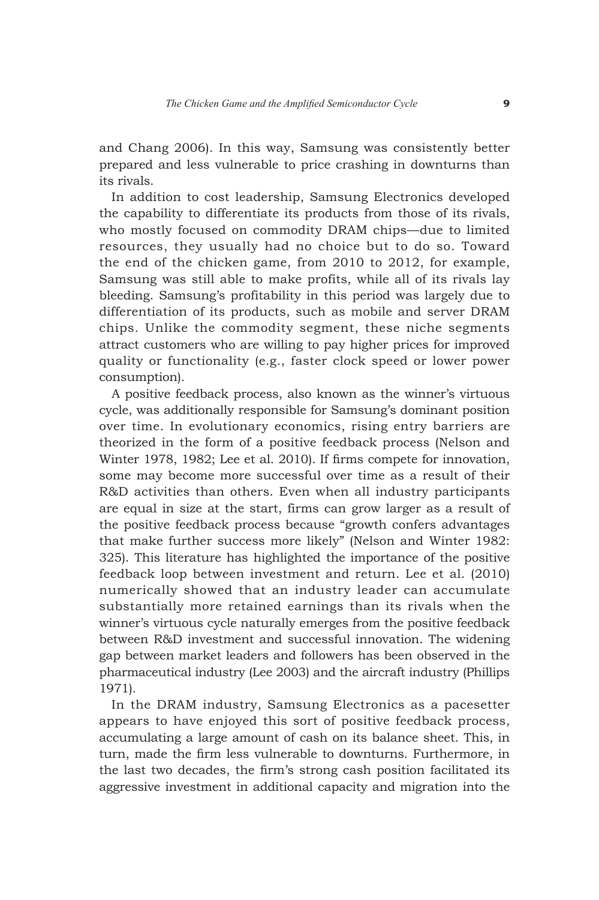and Chang 2006). In this way, Samsung was consistently better prepared and less vulnerable to price crashing in downturns than its rivals.

In addition to cost leadership, Samsung Electronics developed the capability to differentiate its products from those of its rivals, who mostly focused on commodity DRAM chips—due to limited resources, they usually had no choice but to do so. Toward the end of the chicken game, from 2010 to 2012, for example, Samsung was still able to make profits, while all of its rivals lay bleeding. Samsung's profitability in this period was largely due to differentiation of its products, such as mobile and server DRAM chips. Unlike the commodity segment, these niche segments attract customers who are willing to pay higher prices for improved quality or functionality (e.g., faster clock speed or lower power consumption).

A positive feedback process, also known as the winner's virtuous cycle, was additionally responsible for Samsung's dominant position over time. In evolutionary economics, rising entry barriers are theorized in the form of a positive feedback process (Nelson and Winter 1978, 1982; Lee et al. 2010). If firms compete for innovation, some may become more successful over time as a result of their R&D activities than others. Even when all industry participants are equal in size at the start, firms can grow larger as a result of the positive feedback process because "growth confers advantages that make further success more likely" (Nelson and Winter 1982: 325). This literature has highlighted the importance of the positive feedback loop between investment and return. Lee et al. (2010) numerically showed that an industry leader can accumulate substantially more retained earnings than its rivals when the winner's virtuous cycle naturally emerges from the positive feedback between R&D investment and successful innovation. The widening gap between market leaders and followers has been observed in the pharmaceutical industry (Lee 2003) and the aircraft industry (Phillips 1971).

In the DRAM industry, Samsung Electronics as a pacesetter appears to have enjoyed this sort of positive feedback process, accumulating a large amount of cash on its balance sheet. This, in turn, made the firm less vulnerable to downturns. Furthermore, in the last two decades, the firm's strong cash position facilitated its aggressive investment in additional capacity and migration into the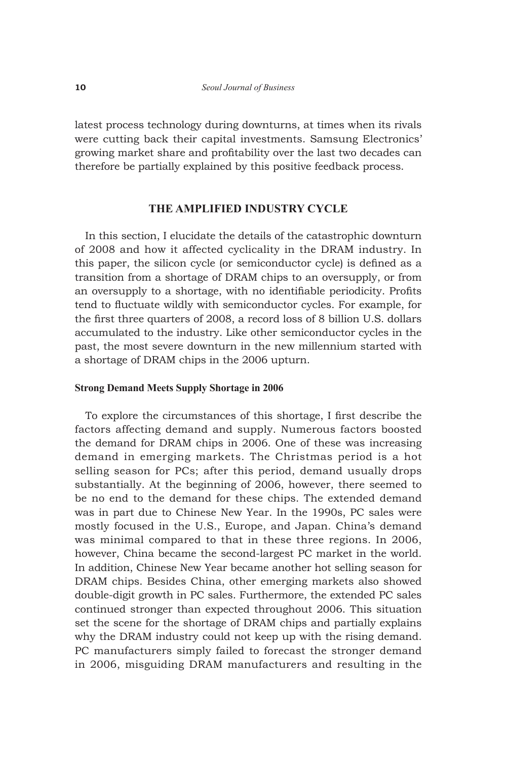latest process technology during downturns, at times when its rivals were cutting back their capital investments. Samsung Electronics' growing market share and profitability over the last two decades can therefore be partially explained by this positive feedback process.

## THE AMPLIFIED INDUSTRY CYCLE

In this section, I elucidate the details of the catastrophic downturn of 2008 and how it affected cyclicality in the DRAM industry. In this paper, the silicon cycle (or semiconductor cycle) is defined as a transition from a shortage of DRAM chips to an oversupply, or from an oversupply to a shortage, with no identifiable periodicity. Profits tend to fluctuate wildly with semiconductor cycles. For example, for the first three quarters of 2008, a record loss of 8 billion U.S. dollars accumulated to the industry. Like other semiconductor cycles in the past, the most severe downturn in the new millennium started with a shortage of DRAM chips in the 2006 upturn.

### Strong Demand Meets Supply Shortage in 2006

To explore the circumstances of this shortage, I first describe the factors affecting demand and supply. Numerous factors boosted the demand for DRAM chips in 2006. One of these was increasing demand in emerging markets. The Christmas period is a hot selling season for PCs; after this period, demand usually drops substantially. At the beginning of 2006, however, there seemed to be no end to the demand for these chips. The extended demand was in part due to Chinese New Year. In the 1990s, PC sales were mostly focused in the U.S., Europe, and Japan. China's demand was minimal compared to that in these three regions. In 2006, however, China became the second-largest PC market in the world. In addition, Chinese New Year became another hot selling season for DRAM chips. Besides China, other emerging markets also showed double-digit growth in PC sales. Furthermore, the extended PC sales continued stronger than expected throughout 2006. This situation set the scene for the shortage of DRAM chips and partially explains why the DRAM industry could not keep up with the rising demand. PC manufacturers simply failed to forecast the stronger demand in 2006, misguiding DRAM manufacturers and resulting in the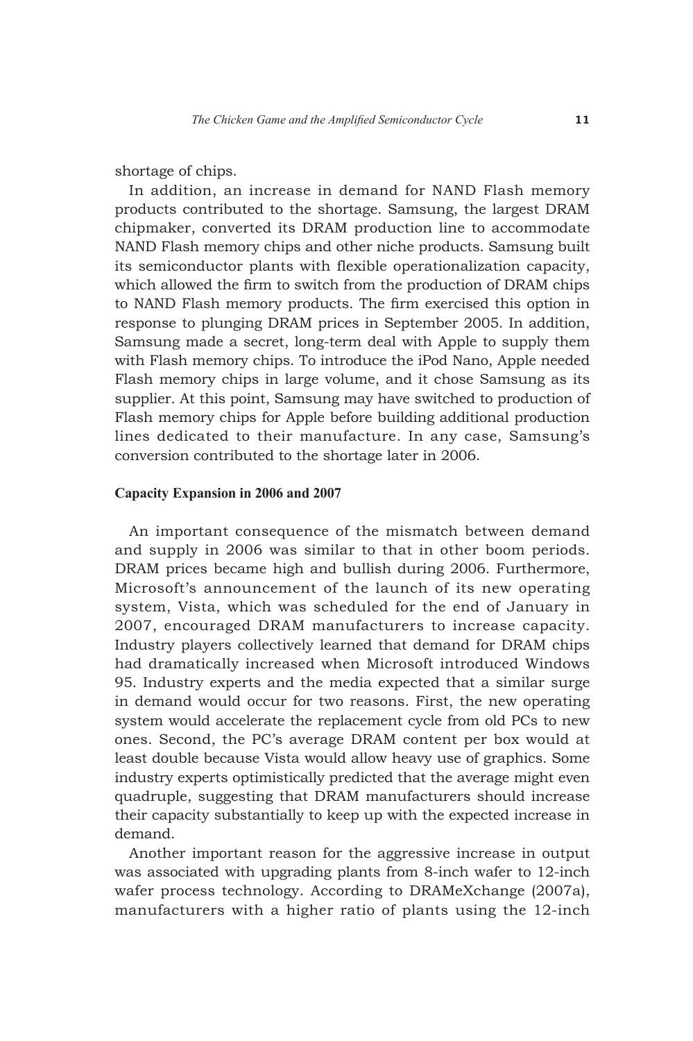shortage of chips.

In addition, an increase in demand for NAND Flash memory products contributed to the shortage. Samsung, the largest DRAM chipmaker, converted its DRAM production line to accommodate NAND Flash memory chips and other niche products. Samsung built its semiconductor plants with flexible operationalization capacity, which allowed the firm to switch from the production of DRAM chips to NAND Flash memory products. The firm exercised this option in response to plunging DRAM prices in September 2005. In addition, Samsung made a secret, long-term deal with Apple to supply them with Flash memory chips. To introduce the iPod Nano, Apple needed Flash memory chips in large volume, and it chose Samsung as its supplier. At this point, Samsung may have switched to production of Flash memory chips for Apple before building additional production lines dedicated to their manufacture. In any case, Samsung's conversion contributed to the shortage later in 2006.

#### Capacity Expansion in 2006 and 2007

An important consequence of the mismatch between demand and supply in 2006 was similar to that in other boom periods. DRAM prices became high and bullish during 2006. Furthermore, Microsoft's announcement of the launch of its new operating system, Vista, which was scheduled for the end of January in 2007, encouraged DRAM manufacturers to increase capacity. Industry players collectively learned that demand for DRAM chips had dramatically increased when Microsoft introduced Windows 95. Industry experts and the media expected that a similar surge in demand would occur for two reasons. First, the new operating system would accelerate the replacement cycle from old PCs to new ones. Second, the PC's average DRAM content per box would at least double because Vista would allow heavy use of graphics. Some industry experts optimistically predicted that the average might even quadruple, suggesting that DRAM manufacturers should increase their capacity substantially to keep up with the expected increase in demand.

Another important reason for the aggressive increase in output was associated with upgrading plants from 8-inch wafer to 12-inch wafer process technology. According to DRAMeXchange (2007a), manufacturers with a higher ratio of plants using the 12-inch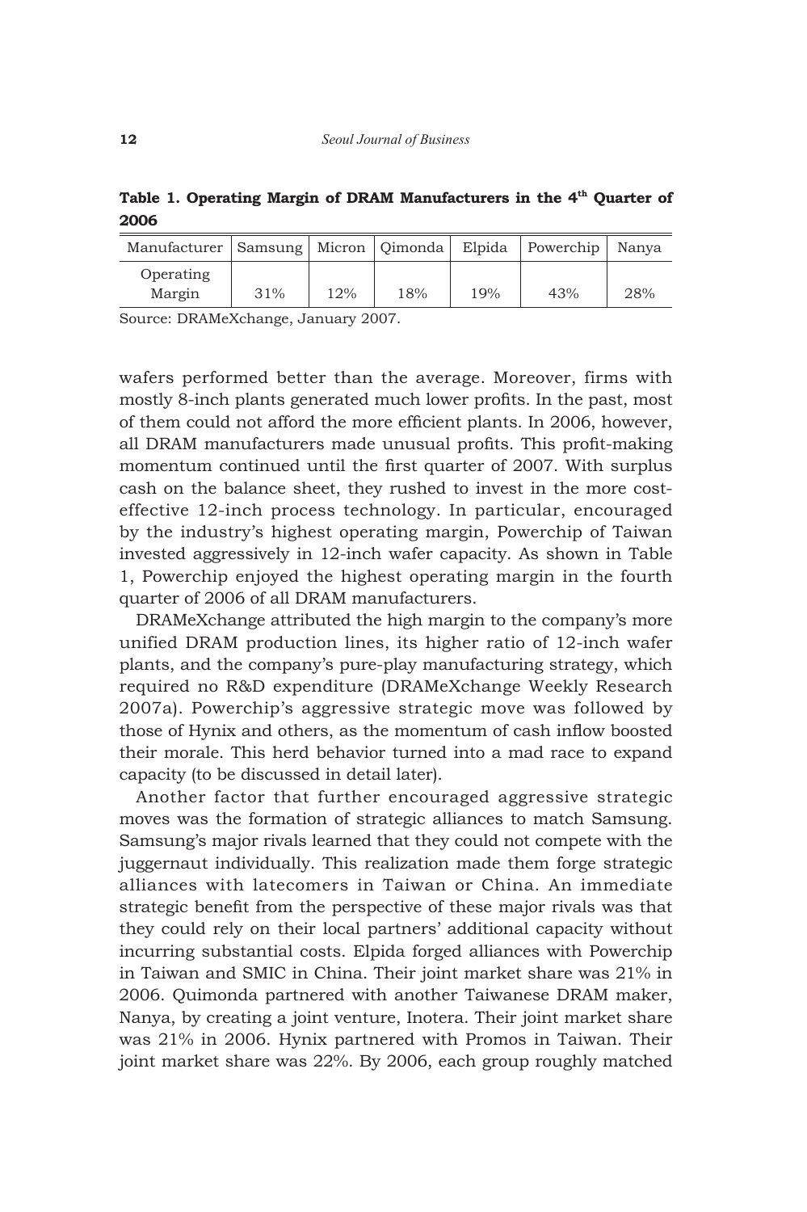**Table 1. Operating Margin of DRAM Manufacturers in the 4th Quarter of 2006**

| Manufacturer | Samsung | Micron | Qimonda | Elpida | Powerchip | Nanya |
|---|---|---|---|---|---|---|
| Operating Margin | 31% | 12% | 18% | 19% | 43% | 28% |

Source: DRAMeXchange, January 2007.

wafers performed better than the average. Moreover, firms with mostly 8-inch plants generated much lower profits. In the past, most of them could not afford the more efficient plants. In 2006, however, all DRAM manufacturers made unusual profits. This profit-making momentum continued until the first quarter of 2007. With surplus cash on the balance sheet, they rushed to invest in the more cost-effective 12-inch process technology. In particular, encouraged by the industry's highest operating margin, Powerchip of Taiwan invested aggressively in 12-inch wafer capacity. As shown in Table 1, Powerchip enjoyed the highest operating margin in the fourth quarter of 2006 of all DRAM manufacturers.

DRAMeXchange attributed the high margin to the company's more unified DRAM production lines, its higher ratio of 12-inch wafer plants, and the company's pure-play manufacturing strategy, which required no R&D expenditure (DRAMeXchange Weekly Research 2007a). Powerchip's aggressive strategic move was followed by those of Hynix and others, as the momentum of cash inflow boosted their morale. This herd behavior turned into a mad race to expand capacity (to be discussed in detail later).

Another factor that further encouraged aggressive strategic moves was the formation of strategic alliances to match Samsung. Samsung's major rivals learned that they could not compete with the juggernaut individually. This realization made them forge strategic alliances with latecomers in Taiwan or China. An immediate strategic benefit from the perspective of these major rivals was that they could rely on their local partners' additional capacity without incurring substantial costs. Elpida forged alliances with Powerchip in Taiwan and SMIC in China. Their joint market share was 21% in 2006. Quimonda partnered with another Taiwanese DRAM maker, Nanya, by creating a joint venture, Inotera. Their joint market share was 21% in 2006. Hynix partnered with Promos in Taiwan. Their joint market share was 22%. By 2006, each group roughly matched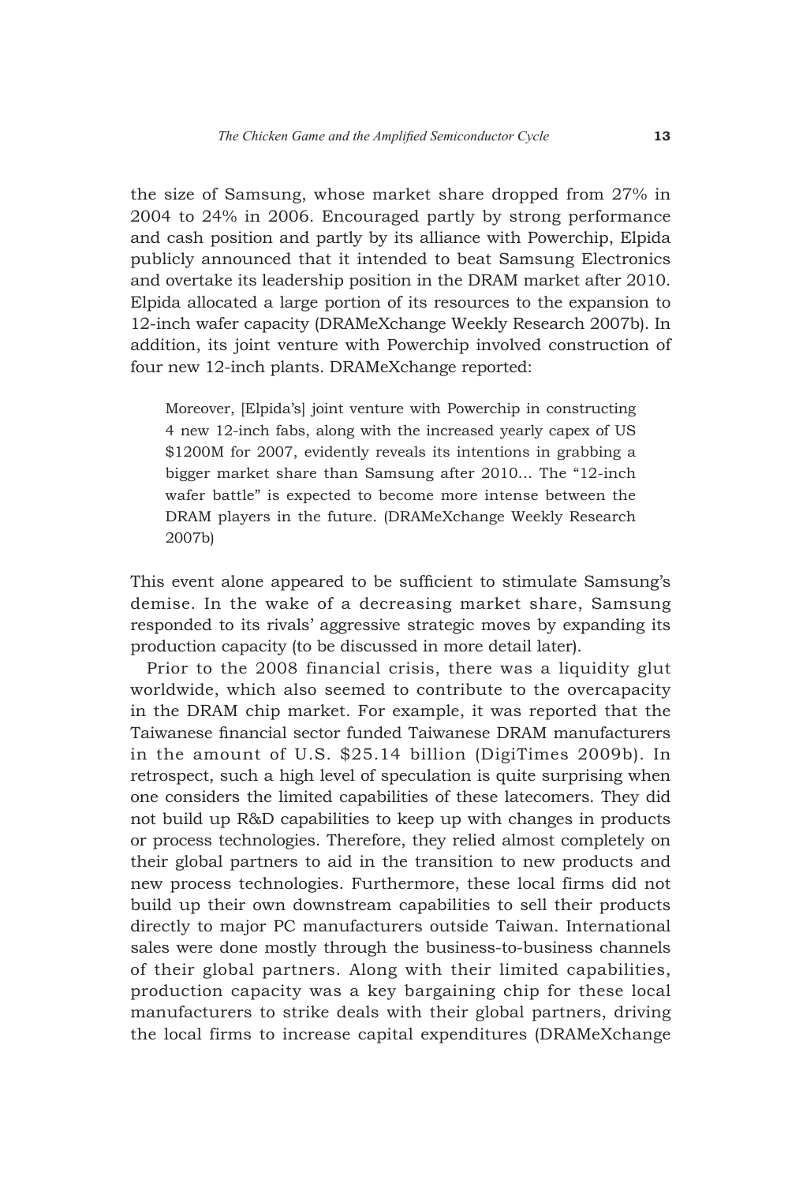the size of Samsung, whose market share dropped from 27% in 2004 to 24% in 2006. Encouraged partly by strong performance and cash position and partly by its alliance with Powerchip, Elpida publicly announced that it intended to beat Samsung Electronics and overtake its leadership position in the DRAM market after 2010. Elpida allocated a large portion of its resources to the expansion to 12-inch wafer capacity (DRAMeXchange Weekly Research 2007b). In addition, its joint venture with Powerchip involved construction of four new 12-inch plants. DRAMeXchange reported:

> Moreover, [Elpida's] joint venture with Powerchip in constructing 4 new 12-inch fabs, along with the increased yearly capex of US $1200M for 2007, evidently reveals its intentions in grabbing a bigger market share than Samsung after 2010... The "12-inch wafer battle" is expected to become more intense between the DRAM players in the future. (DRAMeXchange Weekly Research 2007b)

This event alone appeared to be sufficient to stimulate Samsung's demise. In the wake of a decreasing market share, Samsung responded to its rivals' aggressive strategic moves by expanding its production capacity (to be discussed in more detail later).

Prior to the 2008 financial crisis, there was a liquidity glut worldwide, which also seemed to contribute to the overcapacity in the DRAM chip market. For example, it was reported that the Taiwanese financial sector funded Taiwanese DRAM manufacturers in the amount of U.S. $25.14 billion (DigiTimes 2009b). In retrospect, such a high level of speculation is quite surprising when one considers the limited capabilities of these latecomers. They did not build up R&D capabilities to keep up with changes in products or process technologies. Therefore, they relied almost completely on their global partners to aid in the transition to new products and new process technologies. Furthermore, these local firms did not build up their own downstream capabilities to sell their products directly to major PC manufacturers outside Taiwan. International sales were done mostly through the business-to-business channels of their global partners. Along with their limited capabilities, production capacity was a key bargaining chip for these local manufacturers to strike deals with their global partners, driving the local firms to increase capital expenditures (DRAMeXchange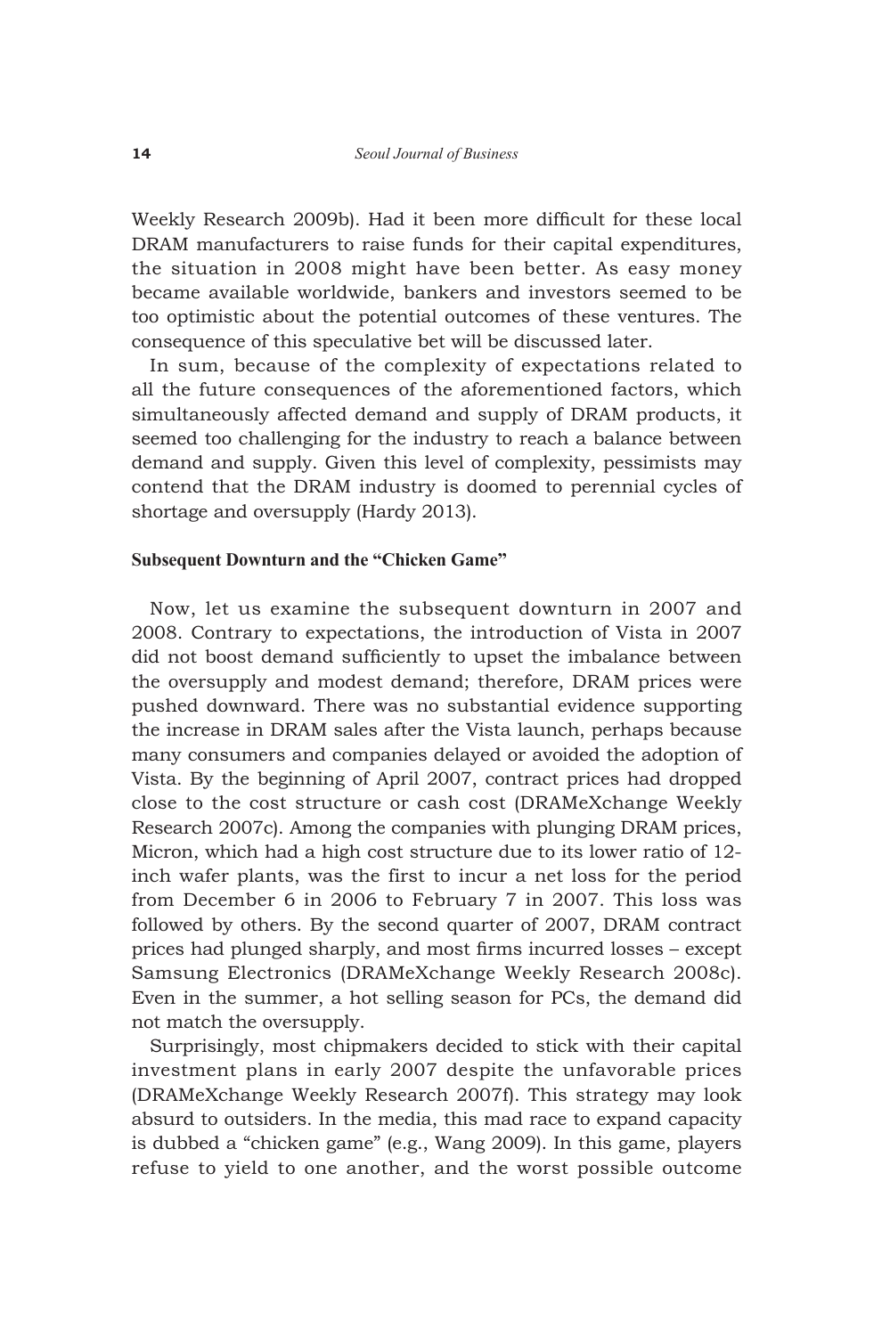Weekly Research 2009b). Had it been more difficult for these local DRAM manufacturers to raise funds for their capital expenditures, the situation in 2008 might have been better. As easy money became available worldwide, bankers and investors seemed to be too optimistic about the potential outcomes of these ventures. The consequence of this speculative bet will be discussed later.

In sum, because of the complexity of expectations related to all the future consequences of the aforementioned factors, which simultaneously affected demand and supply of DRAM products, it seemed too challenging for the industry to reach a balance between demand and supply. Given this level of complexity, pessimists may contend that the DRAM industry is doomed to perennial cycles of shortage and oversupply (Hardy 2013).

### Subsequent Downturn and the "Chicken Game"

Now, let us examine the subsequent downturn in 2007 and 2008. Contrary to expectations, the introduction of Vista in 2007 did not boost demand sufficiently to upset the imbalance between the oversupply and modest demand; therefore, DRAM prices were pushed downward. There was no substantial evidence supporting the increase in DRAM sales after the Vista launch, perhaps because many consumers and companies delayed or avoided the adoption of Vista. By the beginning of April 2007, contract prices had dropped close to the cost structure or cash cost (DRAMeXchange Weekly Research 2007c). Among the companies with plunging DRAM prices, Micron, which had a high cost structure due to its lower ratio of 12-inch wafer plants, was the first to incur a net loss for the period from December 6 in 2006 to February 7 in 2007. This loss was followed by others. By the second quarter of 2007, DRAM contract prices had plunged sharply, and most firms incurred losses – except Samsung Electronics (DRAMeXchange Weekly Research 2008c). Even in the summer, a hot selling season for PCs, the demand did not match the oversupply.

Surprisingly, most chipmakers decided to stick with their capital investment plans in early 2007 despite the unfavorable prices (DRAMeXchange Weekly Research 2007f). This strategy may look absurd to outsiders. In the media, this mad race to expand capacity is dubbed a "chicken game" (e.g., Wang 2009). In this game, players refuse to yield to one another, and the worst possible outcome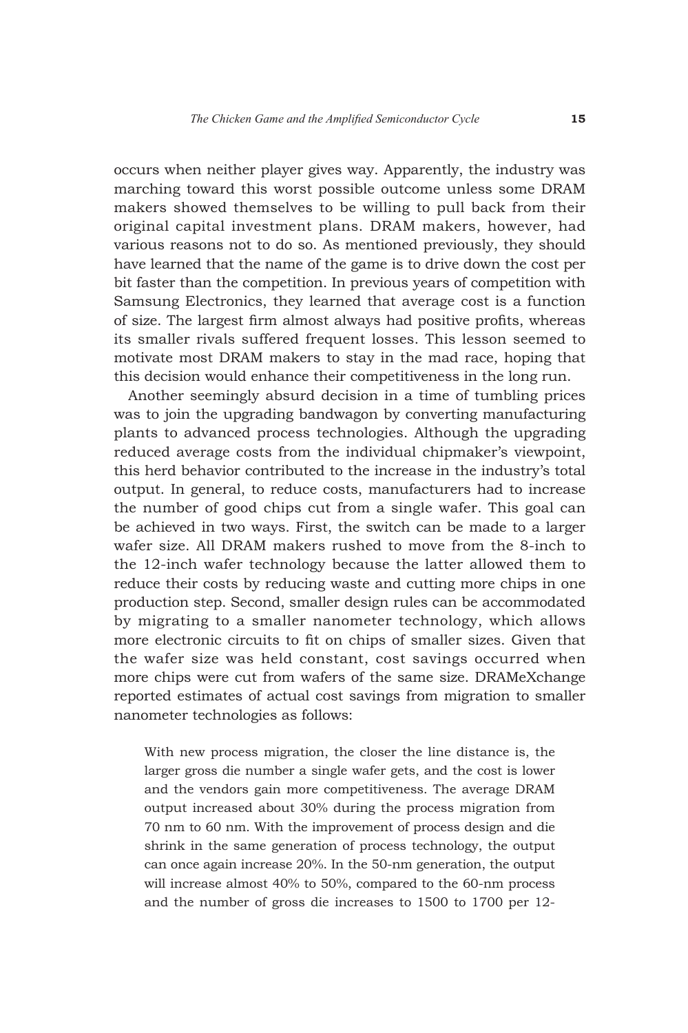occurs when neither player gives way. Apparently, the industry was marching toward this worst possible outcome unless some DRAM makers showed themselves to be willing to pull back from their original capital investment plans. DRAM makers, however, had various reasons not to do so. As mentioned previously, they should have learned that the name of the game is to drive down the cost per bit faster than the competition. In previous years of competition with Samsung Electronics, they learned that average cost is a function of size. The largest firm almost always had positive profits, whereas its smaller rivals suffered frequent losses. This lesson seemed to motivate most DRAM makers to stay in the mad race, hoping that this decision would enhance their competitiveness in the long run.

Another seemingly absurd decision in a time of tumbling prices was to join the upgrading bandwagon by converting manufacturing plants to advanced process technologies. Although the upgrading reduced average costs from the individual chipmaker's viewpoint, this herd behavior contributed to the increase in the industry's total output. In general, to reduce costs, manufacturers had to increase the number of good chips cut from a single wafer. This goal can be achieved in two ways. First, the switch can be made to a larger wafer size. All DRAM makers rushed to move from the 8-inch to the 12-inch wafer technology because the latter allowed them to reduce their costs by reducing waste and cutting more chips in one production step. Second, smaller design rules can be accommodated by migrating to a smaller nanometer technology, which allows more electronic circuits to fit on chips of smaller sizes. Given that the wafer size was held constant, cost savings occurred when more chips were cut from wafers of the same size. DRAMeXchange reported estimates of actual cost savings from migration to smaller nanometer technologies as follows:

> With new process migration, the closer the line distance is, the larger gross die number a single wafer gets, and the cost is lower and the vendors gain more competitiveness. The average DRAM output increased about 30% during the process migration from 70 nm to 60 nm. With the improvement of process design and die shrink in the same generation of process technology, the output can once again increase 20%. In the 50-nm generation, the output will increase almost 40% to 50%, compared to the 60-nm process and the number of gross die increases to 1500 to 1700 per 12-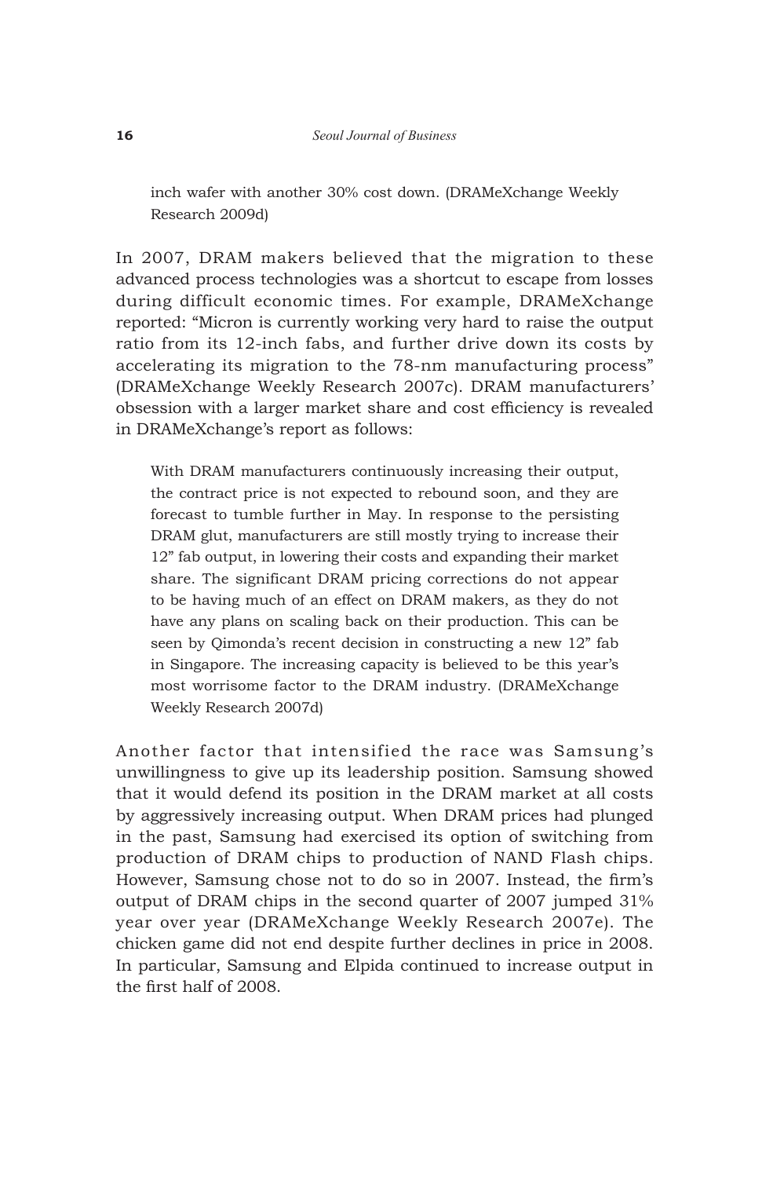> inch wafer with another 30% cost down. (DRAMeXchange Weekly Research 2009d)

In 2007, DRAM makers believed that the migration to these advanced process technologies was a shortcut to escape from losses during difficult economic times. For example, DRAMeXchange reported: "Micron is currently working very hard to raise the output ratio from its 12-inch fabs, and further drive down its costs by accelerating its migration to the 78-nm manufacturing process" (DRAMeXchange Weekly Research 2007c). DRAM manufacturers' obsession with a larger market share and cost efficiency is revealed in DRAMeXchange's report as follows:

> With DRAM manufacturers continuously increasing their output, the contract price is not expected to rebound soon, and they are forecast to tumble further in May. In response to the persisting DRAM glut, manufacturers are still mostly trying to increase their 12" fab output, in lowering their costs and expanding their market share. The significant DRAM pricing corrections do not appear to be having much of an effect on DRAM makers, as they do not have any plans on scaling back on their production. This can be seen by Qimonda's recent decision in constructing a new 12" fab in Singapore. The increasing capacity is believed to be this year's most worrisome factor to the DRAM industry. (DRAMeXchange Weekly Research 2007d)

Another factor that intensified the race was Samsung's unwillingness to give up its leadership position. Samsung showed that it would defend its position in the DRAM market at all costs by aggressively increasing output. When DRAM prices had plunged in the past, Samsung had exercised its option of switching from production of DRAM chips to production of NAND Flash chips. However, Samsung chose not to do so in 2007. Instead, the firm's output of DRAM chips in the second quarter of 2007 jumped 31% year over year (DRAMeXchange Weekly Research 2007e). The chicken game did not end despite further declines in price in 2008. In particular, Samsung and Elpida continued to increase output in the first half of 2008.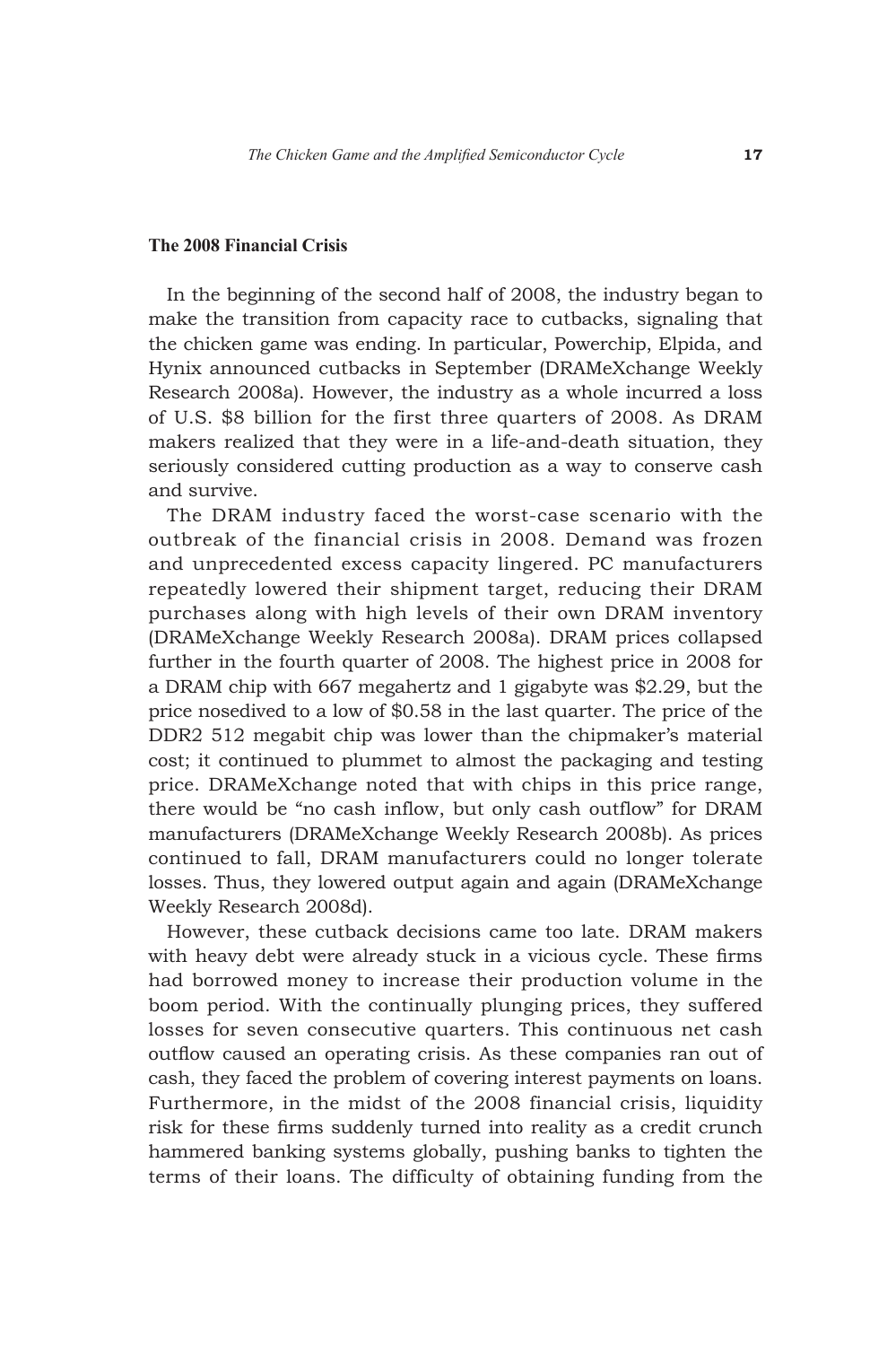### The 2008 Financial Crisis

In the beginning of the second half of 2008, the industry began to make the transition from capacity race to cutbacks, signaling that the chicken game was ending. In particular, Powerchip, Elpida, and Hynix announced cutbacks in September (DRAMeXchange Weekly Research 2008a). However, the industry as a whole incurred a loss of U.S. $8 billion for the first three quarters of 2008. As DRAM makers realized that they were in a life-and-death situation, they seriously considered cutting production as a way to conserve cash and survive.

The DRAM industry faced the worst-case scenario with the outbreak of the financial crisis in 2008. Demand was frozen and unprecedented excess capacity lingered. PC manufacturers repeatedly lowered their shipment target, reducing their DRAM purchases along with high levels of their own DRAM inventory (DRAMeXchange Weekly Research 2008a). DRAM prices collapsed further in the fourth quarter of 2008. The highest price in 2008 for a DRAM chip with 667 megahertz and 1 gigabyte was $2.29, but the price nosedived to a low of $0.58 in the last quarter. The price of the DDR2 512 megabit chip was lower than the chipmaker's material cost; it continued to plummet to almost the packaging and testing price. DRAMeXchange noted that with chips in this price range, there would be "no cash inflow, but only cash outflow" for DRAM manufacturers (DRAMeXchange Weekly Research 2008b). As prices continued to fall, DRAM manufacturers could no longer tolerate losses. Thus, they lowered output again and again (DRAMeXchange Weekly Research 2008d).

However, these cutback decisions came too late. DRAM makers with heavy debt were already stuck in a vicious cycle. These firms had borrowed money to increase their production volume in the boom period. With the continually plunging prices, they suffered losses for seven consecutive quarters. This continuous net cash outflow caused an operating crisis. As these companies ran out of cash, they faced the problem of covering interest payments on loans. Furthermore, in the midst of the 2008 financial crisis, liquidity risk for these firms suddenly turned into reality as a credit crunch hammered banking systems globally, pushing banks to tighten the terms of their loans. The difficulty of obtaining funding from the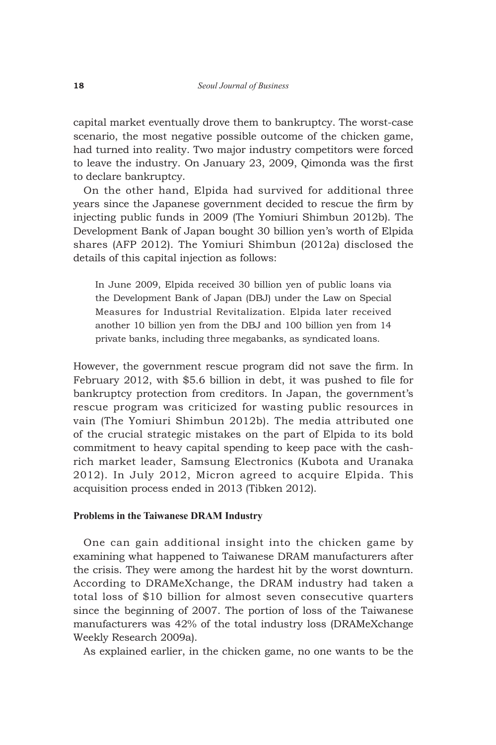capital market eventually drove them to bankruptcy. The worst-case scenario, the most negative possible outcome of the chicken game, had turned into reality. Two major industry competitors were forced to leave the industry. On January 23, 2009, Qimonda was the first to declare bankruptcy.

On the other hand, Elpida had survived for additional three years since the Japanese government decided to rescue the firm by injecting public funds in 2009 (The Yomiuri Shimbun 2012b). The Development Bank of Japan bought 30 billion yen's worth of Elpida shares (AFP 2012). The Yomiuri Shimbun (2012a) disclosed the details of this capital injection as follows:

> In June 2009, Elpida received 30 billion yen of public loans via the Development Bank of Japan (DBJ) under the Law on Special Measures for Industrial Revitalization. Elpida later received another 10 billion yen from the DBJ and 100 billion yen from 14 private banks, including three megabanks, as syndicated loans.

However, the government rescue program did not save the firm. In February 2012, with $5.6 billion in debt, it was pushed to file for bankruptcy protection from creditors. In Japan, the government's rescue program was criticized for wasting public resources in vain (The Yomiuri Shimbun 2012b). The media attributed one of the crucial strategic mistakes on the part of Elpida to its bold commitment to heavy capital spending to keep pace with the cash-rich market leader, Samsung Electronics (Kubota and Uranaka 2012). In July 2012, Micron agreed to acquire Elpida. This acquisition process ended in 2013 (Tibken 2012).

### Problems in the Taiwanese DRAM Industry

One can gain additional insight into the chicken game by examining what happened to Taiwanese DRAM manufacturers after the crisis. They were among the hardest hit by the worst downturn. According to DRAMeXchange, the DRAM industry had taken a total loss of $10 billion for almost seven consecutive quarters since the beginning of 2007. The portion of loss of the Taiwanese manufacturers was 42% of the total industry loss (DRAMeXchange Weekly Research 2009a).

As explained earlier, in the chicken game, no one wants to be the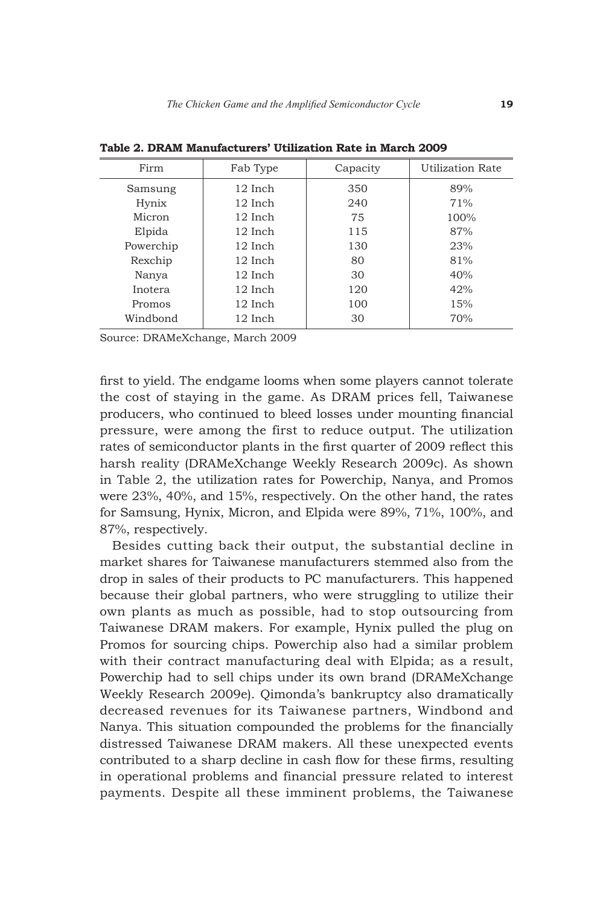**Table 2. DRAM Manufacturers' Utilization Rate in March 2009**

| Firm | Fab Type | Capacity | Utilization Rate |
|---|---|---|---|
| Samsung | 12 Inch | 350 | 89% |
| Hynix | 12 Inch | 240 | 71% |
| Micron | 12 Inch | 75 | 100% |
| Elpida | 12 Inch | 115 | 87% |
| Powerchip | 12 Inch | 130 | 23% |
| Rexchip | 12 Inch | 80 | 81% |
| Nanya | 12 Inch | 30 | 40% |
| Inotera | 12 Inch | 120 | 42% |
| Promos | 12 Inch | 100 | 15% |
| Windbond | 12 Inch | 30 | 70% |

Source: DRAMeXchange, March 2009

first to yield. The endgame looms when some players cannot tolerate the cost of staying in the game. As DRAM prices fell, Taiwanese producers, who continued to bleed losses under mounting financial pressure, were among the first to reduce output. The utilization rates of semiconductor plants in the first quarter of 2009 reflect this harsh reality (DRAMeXchange Weekly Research 2009c). As shown in Table 2, the utilization rates for Powerchip, Nanya, and Promos were 23%, 40%, and 15%, respectively. On the other hand, the rates for Samsung, Hynix, Micron, and Elpida were 89%, 71%, 100%, and 87%, respectively.

Besides cutting back their output, the substantial decline in market shares for Taiwanese manufacturers stemmed also from the drop in sales of their products to PC manufacturers. This happened because their global partners, who were struggling to utilize their own plants as much as possible, had to stop outsourcing from Taiwanese DRAM makers. For example, Hynix pulled the plug on Promos for sourcing chips. Powerchip also had a similar problem with their contract manufacturing deal with Elpida; as a result, Powerchip had to sell chips under its own brand (DRAMeXchange Weekly Research 2009e). Qimonda's bankruptcy also dramatically decreased revenues for its Taiwanese partners, Windbond and Nanya. This situation compounded the problems for the financially distressed Taiwanese DRAM makers. All these unexpected events contributed to a sharp decline in cash flow for these firms, resulting in operational problems and financial pressure related to interest payments. Despite all these imminent problems, the Taiwanese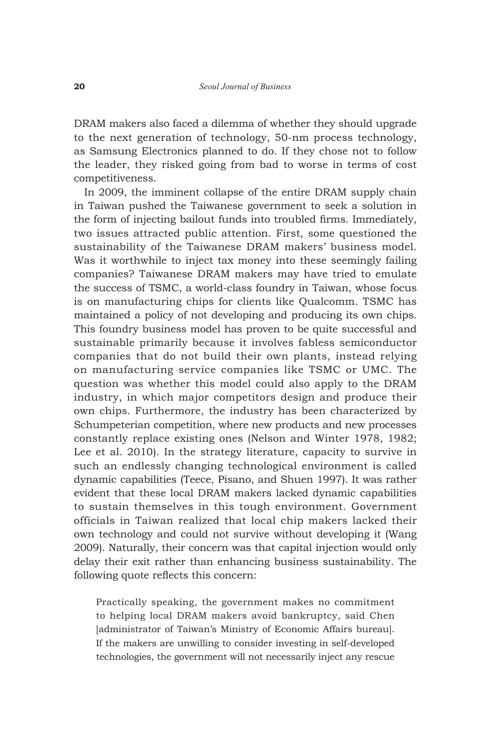DRAM makers also faced a dilemma of whether they should upgrade to the next generation of technology, 50-nm process technology, as Samsung Electronics planned to do. If they chose not to follow the leader, they risked going from bad to worse in terms of cost competitiveness.

In 2009, the imminent collapse of the entire DRAM supply chain in Taiwan pushed the Taiwanese government to seek a solution in the form of injecting bailout funds into troubled firms. Immediately, two issues attracted public attention. First, some questioned the sustainability of the Taiwanese DRAM makers' business model. Was it worthwhile to inject tax money into these seemingly failing companies? Taiwanese DRAM makers may have tried to emulate the success of TSMC, a world-class foundry in Taiwan, whose focus is on manufacturing chips for clients like Qualcomm. TSMC has maintained a policy of not developing and producing its own chips. This foundry business model has proven to be quite successful and sustainable primarily because it involves fabless semiconductor companies that do not build their own plants, instead relying on manufacturing service companies like TSMC or UMC. The question was whether this model could also apply to the DRAM industry, in which major competitors design and produce their own chips. Furthermore, the industry has been characterized by Schumpeterian competition, where new products and new processes constantly replace existing ones (Nelson and Winter 1978, 1982; Lee et al. 2010). In the strategy literature, capacity to survive in such an endlessly changing technological environment is called dynamic capabilities (Teece, Pisano, and Shuen 1997). It was rather evident that these local DRAM makers lacked dynamic capabilities to sustain themselves in this tough environment. Government officials in Taiwan realized that local chip makers lacked their own technology and could not survive without developing it (Wang 2009). Naturally, their concern was that capital injection would only delay their exit rather than enhancing business sustainability. The following quote reflects this concern:

> Practically speaking, the government makes no commitment to helping local DRAM makers avoid bankruptcy, said Chen [administrator of Taiwan's Ministry of Economic Affairs bureau]. If the makers are unwilling to consider investing in self-developed technologies, the government will not necessarily inject any rescue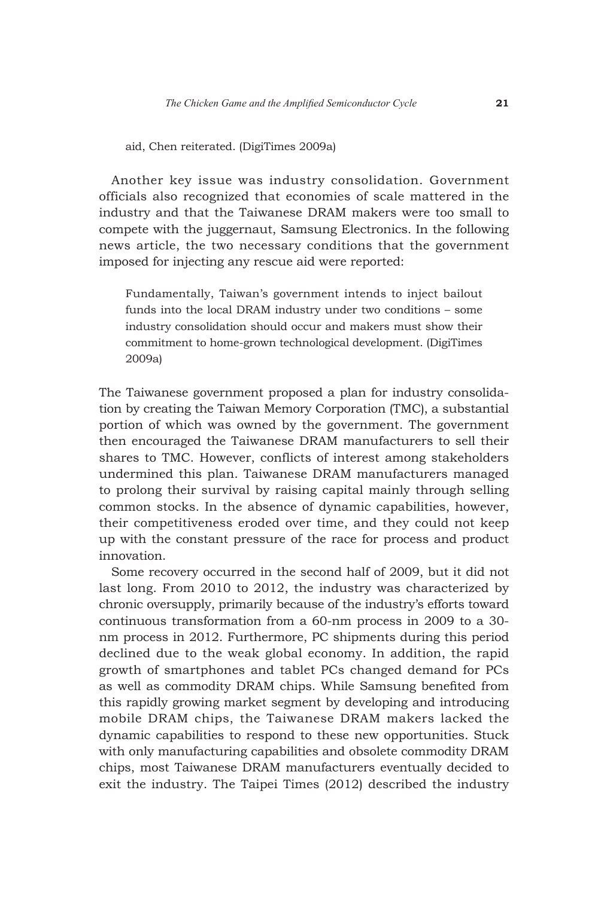aid, Chen reiterated. (DigiTimes 2009a)

Another key issue was industry consolidation. Government officials also recognized that economies of scale mattered in the industry and that the Taiwanese DRAM makers were too small to compete with the juggernaut, Samsung Electronics. In the following news article, the two necessary conditions that the government imposed for injecting any rescue aid were reported:

> Fundamentally, Taiwan's government intends to inject bailout funds into the local DRAM industry under two conditions – some industry consolidation should occur and makers must show their commitment to home-grown technological development. (DigiTimes 2009a)

The Taiwanese government proposed a plan for industry consolidation by creating the Taiwan Memory Corporation (TMC), a substantial portion of which was owned by the government. The government then encouraged the Taiwanese DRAM manufacturers to sell their shares to TMC. However, conflicts of interest among stakeholders undermined this plan. Taiwanese DRAM manufacturers managed to prolong their survival by raising capital mainly through selling common stocks. In the absence of dynamic capabilities, however, their competitiveness eroded over time, and they could not keep up with the constant pressure of the race for process and product innovation.

Some recovery occurred in the second half of 2009, but it did not last long. From 2010 to 2012, the industry was characterized by chronic oversupply, primarily because of the industry's efforts toward continuous transformation from a 60-nm process in 2009 to a 30-nm process in 2012. Furthermore, PC shipments during this period declined due to the weak global economy. In addition, the rapid growth of smartphones and tablet PCs changed demand for PCs as well as commodity DRAM chips. While Samsung benefited from this rapidly growing market segment by developing and introducing mobile DRAM chips, the Taiwanese DRAM makers lacked the dynamic capabilities to respond to these new opportunities. Stuck with only manufacturing capabilities and obsolete commodity DRAM chips, most Taiwanese DRAM manufacturers eventually decided to exit the industry. The Taipei Times (2012) described the industry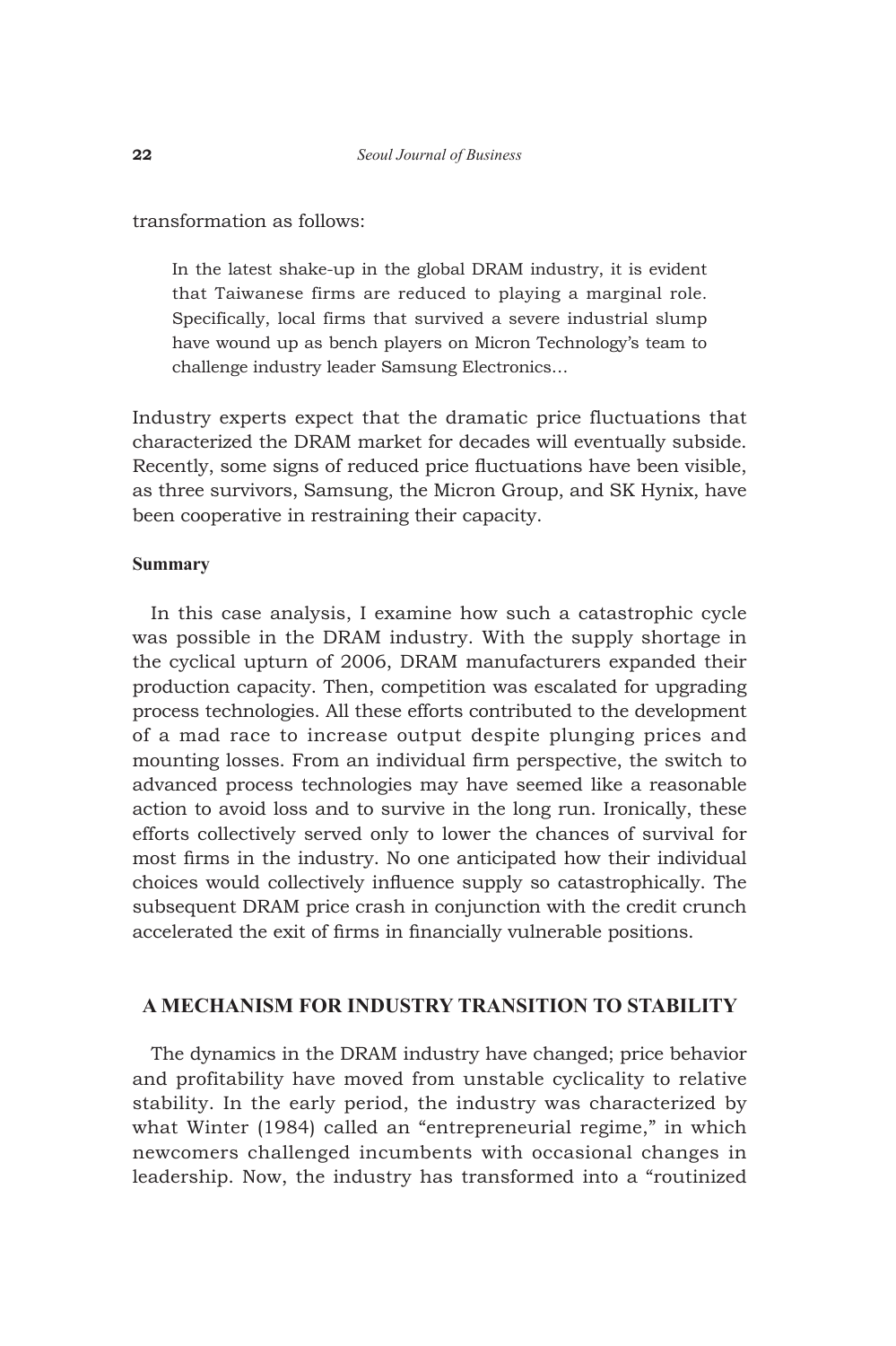transformation as follows:

> In the latest shake-up in the global DRAM industry, it is evident that Taiwanese firms are reduced to playing a marginal role. Specifically, local firms that survived a severe industrial slump have wound up as bench players on Micron Technology's team to challenge industry leader Samsung Electronics…

Industry experts expect that the dramatic price fluctuations that characterized the DRAM market for decades will eventually subside. Recently, some signs of reduced price fluctuations have been visible, as three survivors, Samsung, the Micron Group, and SK Hynix, have been cooperative in restraining their capacity.

**Summary**

In this case analysis, I examine how such a catastrophic cycle was possible in the DRAM industry. With the supply shortage in the cyclical upturn of 2006, DRAM manufacturers expanded their production capacity. Then, competition was escalated for upgrading process technologies. All these efforts contributed to the development of a mad race to increase output despite plunging prices and mounting losses. From an individual firm perspective, the switch to advanced process technologies may have seemed like a reasonable action to avoid loss and to survive in the long run. Ironically, these efforts collectively served only to lower the chances of survival for most firms in the industry. No one anticipated how their individual choices would collectively influence supply so catastrophically. The subsequent DRAM price crash in conjunction with the credit crunch accelerated the exit of firms in financially vulnerable positions.

## A MECHANISM FOR INDUSTRY TRANSITION TO STABILITY

The dynamics in the DRAM industry have changed; price behavior and profitability have moved from unstable cyclicality to relative stability. In the early period, the industry was characterized by what Winter (1984) called an "entrepreneurial regime," in which newcomers challenged incumbents with occasional changes in leadership. Now, the industry has transformed into a "routinized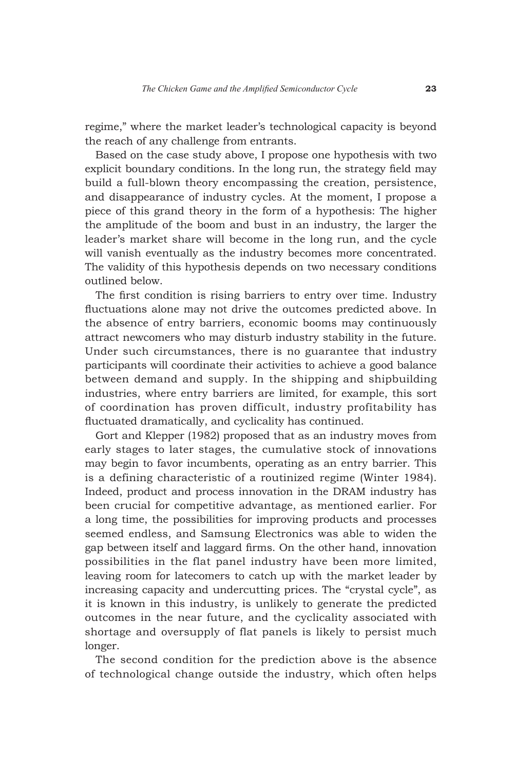regime," where the market leader's technological capacity is beyond the reach of any challenge from entrants.

Based on the case study above, I propose one hypothesis with two explicit boundary conditions. In the long run, the strategy field may build a full-blown theory encompassing the creation, persistence, and disappearance of industry cycles. At the moment, I propose a piece of this grand theory in the form of a hypothesis: The higher the amplitude of the boom and bust in an industry, the larger the leader's market share will become in the long run, and the cycle will vanish eventually as the industry becomes more concentrated. The validity of this hypothesis depends on two necessary conditions outlined below.

The first condition is rising barriers to entry over time. Industry fluctuations alone may not drive the outcomes predicted above. In the absence of entry barriers, economic booms may continuously attract newcomers who may disturb industry stability in the future. Under such circumstances, there is no guarantee that industry participants will coordinate their activities to achieve a good balance between demand and supply. In the shipping and shipbuilding industries, where entry barriers are limited, for example, this sort of coordination has proven difficult, industry profitability has fluctuated dramatically, and cyclicality has continued.

Gort and Klepper (1982) proposed that as an industry moves from early stages to later stages, the cumulative stock of innovations may begin to favor incumbents, operating as an entry barrier. This is a defining characteristic of a routinized regime (Winter 1984). Indeed, product and process innovation in the DRAM industry has been crucial for competitive advantage, as mentioned earlier. For a long time, the possibilities for improving products and processes seemed endless, and Samsung Electronics was able to widen the gap between itself and laggard firms. On the other hand, innovation possibilities in the flat panel industry have been more limited, leaving room for latecomers to catch up with the market leader by increasing capacity and undercutting prices. The "crystal cycle", as it is known in this industry, is unlikely to generate the predicted outcomes in the near future, and the cyclicality associated with shortage and oversupply of flat panels is likely to persist much longer.

The second condition for the prediction above is the absence of technological change outside the industry, which often helps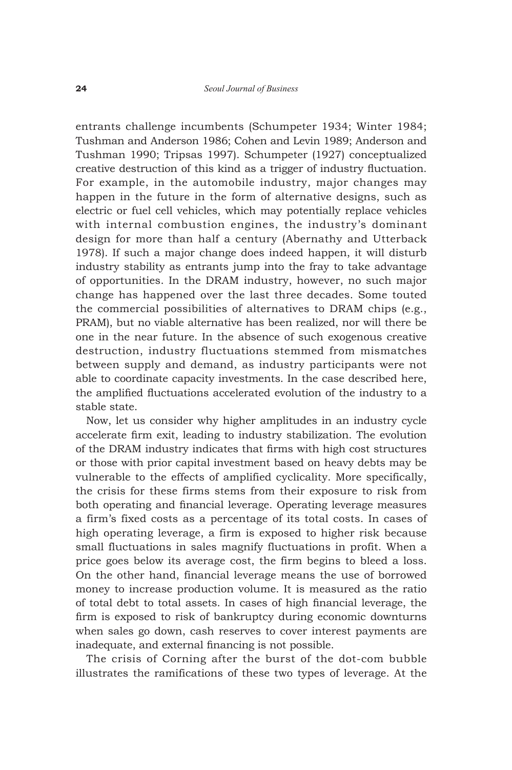entrants challenge incumbents (Schumpeter 1934; Winter 1984; Tushman and Anderson 1986; Cohen and Levin 1989; Anderson and Tushman 1990; Tripsas 1997). Schumpeter (1927) conceptualized creative destruction of this kind as a trigger of industry fluctuation. For example, in the automobile industry, major changes may happen in the future in the form of alternative designs, such as electric or fuel cell vehicles, which may potentially replace vehicles with internal combustion engines, the industry's dominant design for more than half a century (Abernathy and Utterback 1978). If such a major change does indeed happen, it will disturb industry stability as entrants jump into the fray to take advantage of opportunities. In the DRAM industry, however, no such major change has happened over the last three decades. Some touted the commercial possibilities of alternatives to DRAM chips (e.g., PRAM), but no viable alternative has been realized, nor will there be one in the near future. In the absence of such exogenous creative destruction, industry fluctuations stemmed from mismatches between supply and demand, as industry participants were not able to coordinate capacity investments. In the case described here, the amplified fluctuations accelerated evolution of the industry to a stable state.

Now, let us consider why higher amplitudes in an industry cycle accelerate firm exit, leading to industry stabilization. The evolution of the DRAM industry indicates that firms with high cost structures or those with prior capital investment based on heavy debts may be vulnerable to the effects of amplified cyclicality. More specifically, the crisis for these firms stems from their exposure to risk from both operating and financial leverage. Operating leverage measures a firm's fixed costs as a percentage of its total costs. In cases of high operating leverage, a firm is exposed to higher risk because small fluctuations in sales magnify fluctuations in profit. When a price goes below its average cost, the firm begins to bleed a loss. On the other hand, financial leverage means the use of borrowed money to increase production volume. It is measured as the ratio of total debt to total assets. In cases of high financial leverage, the firm is exposed to risk of bankruptcy during economic downturns when sales go down, cash reserves to cover interest payments are inadequate, and external financing is not possible.

The crisis of Corning after the burst of the dot-com bubble illustrates the ramifications of these two types of leverage. At the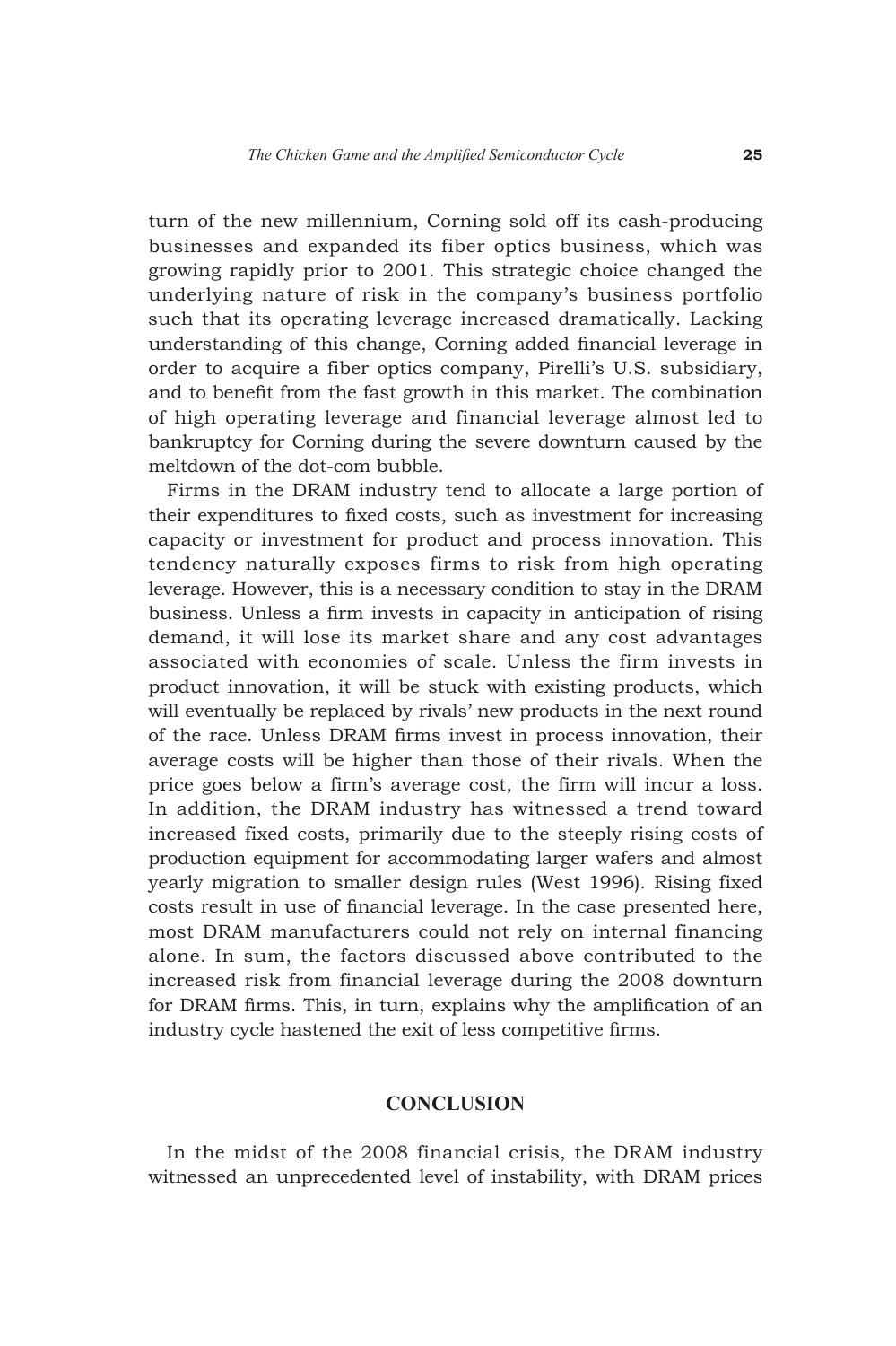turn of the new millennium, Corning sold off its cash-producing businesses and expanded its fiber optics business, which was growing rapidly prior to 2001. This strategic choice changed the underlying nature of risk in the company's business portfolio such that its operating leverage increased dramatically. Lacking understanding of this change, Corning added financial leverage in order to acquire a fiber optics company, Pirelli's U.S. subsidiary, and to benefit from the fast growth in this market. The combination of high operating leverage and financial leverage almost led to bankruptcy for Corning during the severe downturn caused by the meltdown of the dot-com bubble.

Firms in the DRAM industry tend to allocate a large portion of their expenditures to fixed costs, such as investment for increasing capacity or investment for product and process innovation. This tendency naturally exposes firms to risk from high operating leverage. However, this is a necessary condition to stay in the DRAM business. Unless a firm invests in capacity in anticipation of rising demand, it will lose its market share and any cost advantages associated with economies of scale. Unless the firm invests in product innovation, it will be stuck with existing products, which will eventually be replaced by rivals' new products in the next round of the race. Unless DRAM firms invest in process innovation, their average costs will be higher than those of their rivals. When the price goes below a firm's average cost, the firm will incur a loss. In addition, the DRAM industry has witnessed a trend toward increased fixed costs, primarily due to the steeply rising costs of production equipment for accommodating larger wafers and almost yearly migration to smaller design rules (West 1996). Rising fixed costs result in use of financial leverage. In the case presented here, most DRAM manufacturers could not rely on internal financing alone. In sum, the factors discussed above contributed to the increased risk from financial leverage during the 2008 downturn for DRAM firms. This, in turn, explains why the amplification of an industry cycle hastened the exit of less competitive firms.

## CONCLUSION

In the midst of the 2008 financial crisis, the DRAM industry witnessed an unprecedented level of instability, with DRAM prices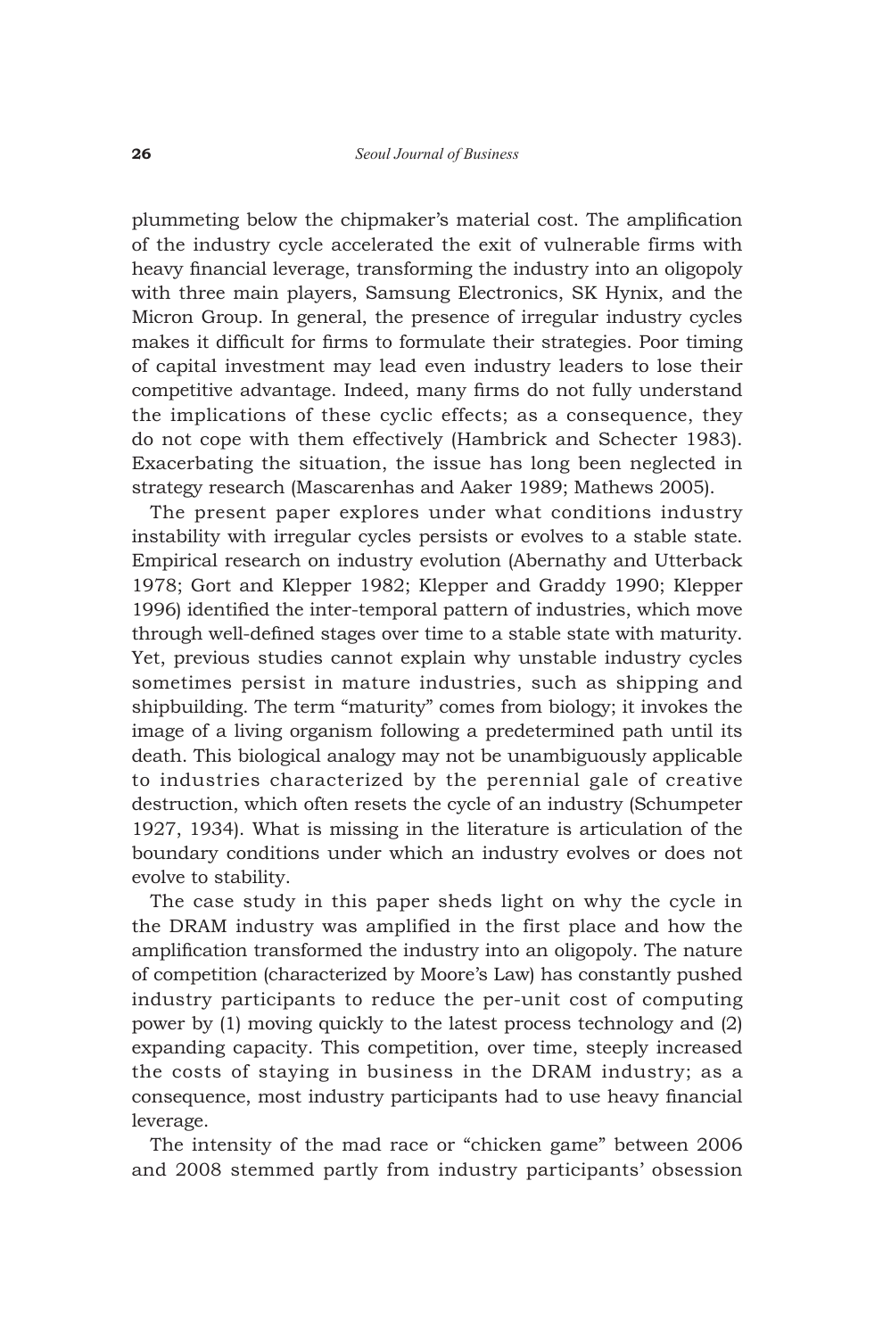plummeting below the chipmaker's material cost. The amplification of the industry cycle accelerated the exit of vulnerable firms with heavy financial leverage, transforming the industry into an oligopoly with three main players, Samsung Electronics, SK Hynix, and the Micron Group. In general, the presence of irregular industry cycles makes it difficult for firms to formulate their strategies. Poor timing of capital investment may lead even industry leaders to lose their competitive advantage. Indeed, many firms do not fully understand the implications of these cyclic effects; as a consequence, they do not cope with them effectively (Hambrick and Schecter 1983). Exacerbating the situation, the issue has long been neglected in strategy research (Mascarenhas and Aaker 1989; Mathews 2005).

The present paper explores under what conditions industry instability with irregular cycles persists or evolves to a stable state. Empirical research on industry evolution (Abernathy and Utterback 1978; Gort and Klepper 1982; Klepper and Graddy 1990; Klepper 1996) identified the inter-temporal pattern of industries, which move through well-defined stages over time to a stable state with maturity. Yet, previous studies cannot explain why unstable industry cycles sometimes persist in mature industries, such as shipping and shipbuilding. The term "maturity" comes from biology; it invokes the image of a living organism following a predetermined path until its death. This biological analogy may not be unambiguously applicable to industries characterized by the perennial gale of creative destruction, which often resets the cycle of an industry (Schumpeter 1927, 1934). What is missing in the literature is articulation of the boundary conditions under which an industry evolves or does not evolve to stability.

The case study in this paper sheds light on why the cycle in the DRAM industry was amplified in the first place and how the amplification transformed the industry into an oligopoly. The nature of competition (characterized by Moore's Law) has constantly pushed industry participants to reduce the per-unit cost of computing power by (1) moving quickly to the latest process technology and (2) expanding capacity. This competition, over time, steeply increased the costs of staying in business in the DRAM industry; as a consequence, most industry participants had to use heavy financial leverage.

The intensity of the mad race or "chicken game" between 2006 and 2008 stemmed partly from industry participants' obsession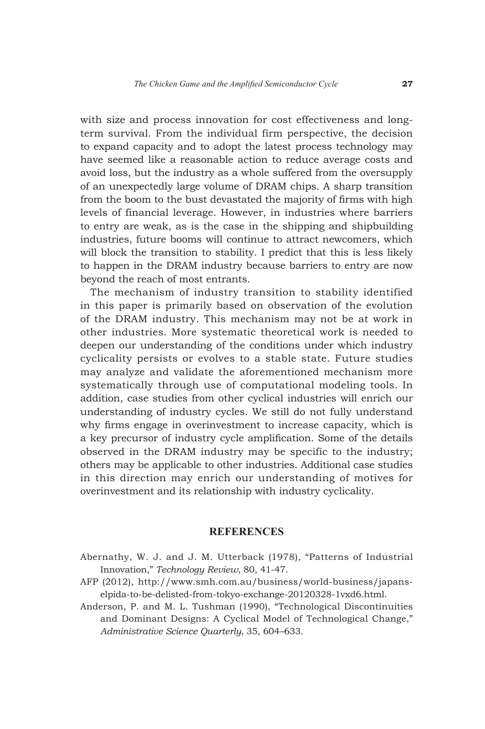with size and process innovation for cost effectiveness and long-term survival. From the individual firm perspective, the decision to expand capacity and to adopt the latest process technology may have seemed like a reasonable action to reduce average costs and avoid loss, but the industry as a whole suffered from the oversupply of an unexpectedly large volume of DRAM chips. A sharp transition from the boom to the bust devastated the majority of firms with high levels of financial leverage. However, in industries where barriers to entry are weak, as is the case in the shipping and shipbuilding industries, future booms will continue to attract newcomers, which will block the transition to stability. I predict that this is less likely to happen in the DRAM industry because barriers to entry are now beyond the reach of most entrants.

The mechanism of industry transition to stability identified in this paper is primarily based on observation of the evolution of the DRAM industry. This mechanism may not be at work in other industries. More systematic theoretical work is needed to deepen our understanding of the conditions under which industry cyclicality persists or evolves to a stable state. Future studies may analyze and validate the aforementioned mechanism more systematically through use of computational modeling tools. In addition, case studies from other cyclical industries will enrich our understanding of industry cycles. We still do not fully understand why firms engage in overinvestment to increase capacity, which is a key precursor of industry cycle amplification. Some of the details observed in the DRAM industry may be specific to the industry; others may be applicable to other industries. Additional case studies in this direction may enrich our understanding of motives for overinvestment and its relationship with industry cyclicality.

## REFERENCES

Abernathy, W. J. and J. M. Utterback (1978), "Patterns of Industrial Innovation," *Technology Review*, 80, 41-47.

AFP (2012), http://www.smh.com.au/business/world-business/japans-elpida-to-be-delisted-from-tokyo-exchange-20120328-1vxd6.html.

Anderson, P. and M. L. Tushman (1990), "Technological Discontinuities and Dominant Designs: A Cyclical Model of Technological Change," *Administrative Science Quarterly*, 35, 604–633.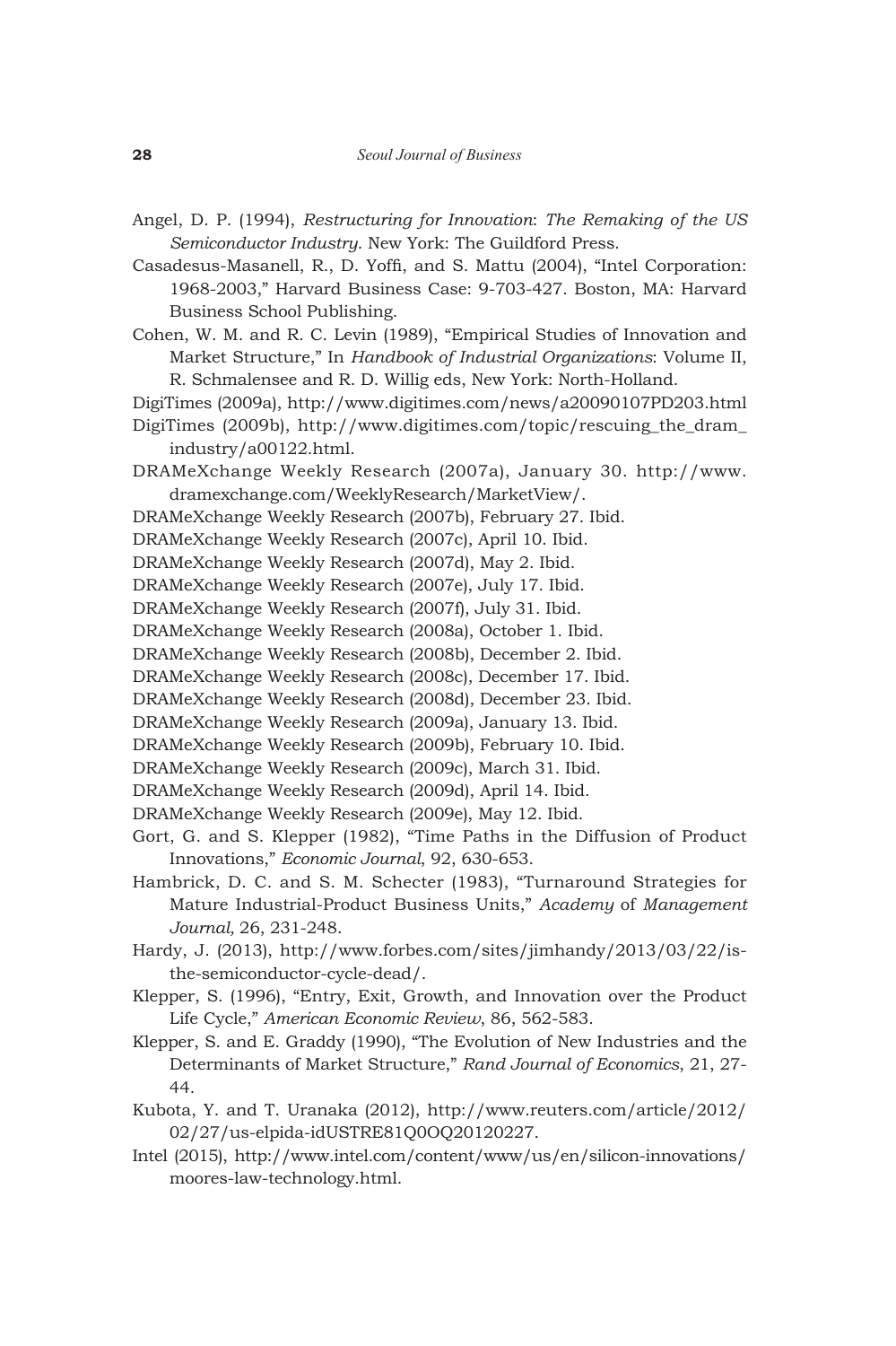Angel, D. P. (1994), *Restructuring for Innovation*: *The Remaking of the US Semiconductor Industry*. New York: The Guildford Press.

Casadesus-Masanell, R., D. Yoffi, and S. Mattu (2004), "Intel Corporation: 1968-2003," Harvard Business Case: 9-703-427. Boston, MA: Harvard Business School Publishing.

Cohen, W. M. and R. C. Levin (1989), "Empirical Studies of Innovation and Market Structure," In *Handbook of Industrial Organizations*: Volume II, R. Schmalensee and R. D. Willig eds, New York: North-Holland.

DigiTimes (2009a), http://www.digitimes.com/news/a20090107PD203.html

DigiTimes (2009b), http://www.digitimes.com/topic/rescuing_the_dram_industry/a00122.html.

DRAMeXchange Weekly Research (2007a), January 30. http://www.dramexchange.com/WeeklyResearch/MarketView/.

DRAMeXchange Weekly Research (2007b), February 27. Ibid.

DRAMeXchange Weekly Research (2007c), April 10. Ibid.

DRAMeXchange Weekly Research (2007d), May 2. Ibid.

DRAMeXchange Weekly Research (2007e), July 17. Ibid.

DRAMeXchange Weekly Research (2007f), July 31. Ibid.

DRAMeXchange Weekly Research (2008a), October 1. Ibid.

DRAMeXchange Weekly Research (2008b), December 2. Ibid.

DRAMeXchange Weekly Research (2008c), December 17. Ibid.

DRAMeXchange Weekly Research (2008d), December 23. Ibid.

DRAMeXchange Weekly Research (2009a), January 13. Ibid.

DRAMeXchange Weekly Research (2009b), February 10. Ibid.

DRAMeXchange Weekly Research (2009c), March 31. Ibid.

DRAMeXchange Weekly Research (2009d), April 14. Ibid.

DRAMeXchange Weekly Research (2009e), May 12. Ibid.

Gort, G. and S. Klepper (1982), "Time Paths in the Diffusion of Product Innovations," *Economic Journal*, 92, 630-653.

Hambrick, D. C. and S. M. Schecter (1983), "Turnaround Strategies for Mature Industrial-Product Business Units," *Academy* of *Management Journal,* 26, 231-248.

Hardy, J. (2013), http://www.forbes.com/sites/jimhandy/2013/03/22/is-the-semiconductor-cycle-dead/.

Klepper, S. (1996), "Entry, Exit, Growth, and Innovation over the Product Life Cycle," *American Economic Review*, 86, 562-583.

Klepper, S. and E. Graddy (1990), "The Evolution of New Industries and the Determinants of Market Structure," *Rand Journal of Economics*, 21, 27-44.

Kubota, Y. and T. Uranaka (2012), http://www.reuters.com/article/2012/02/27/us-elpida-idUSTRE81Q0OQ20120227.

Intel (2015), http://www.intel.com/content/www/us/en/silicon-innovations/moores-law-technology.html.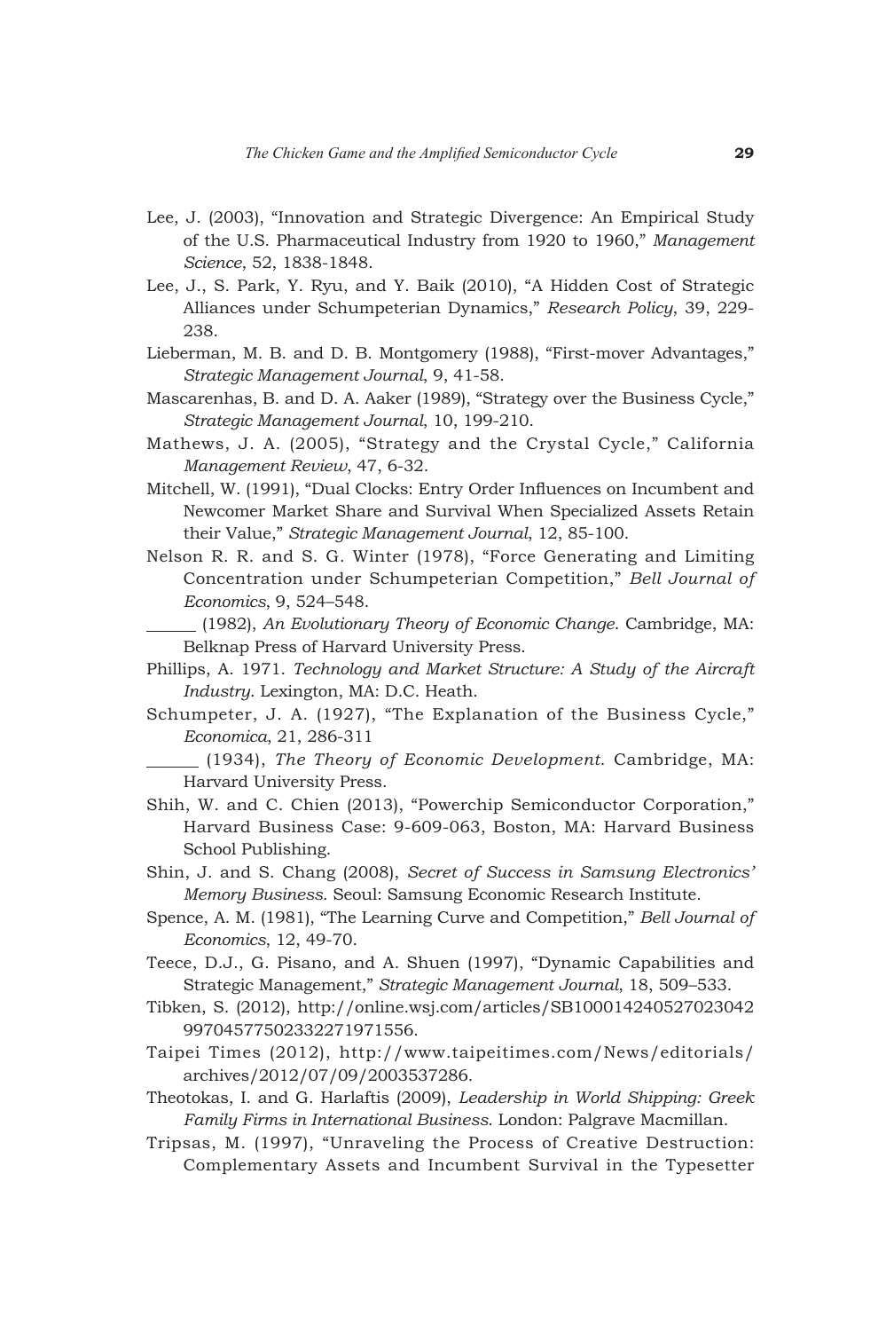Lee, J. (2003), "Innovation and Strategic Divergence: An Empirical Study of the U.S. Pharmaceutical Industry from 1920 to 1960," *Management Science*, 52, 1838-1848.

Lee, J., S. Park, Y. Ryu, and Y. Baik (2010), "A Hidden Cost of Strategic Alliances under Schumpeterian Dynamics," *Research Policy*, 39, 229-238.

Lieberman, M. B. and D. B. Montgomery (1988), "First-mover Advantages," *Strategic Management Journal*, 9, 41-58.

Mascarenhas, B. and D. A. Aaker (1989), "Strategy over the Business Cycle," *Strategic Management Journal*, 10, 199-210.

Mathews, J. A. (2005), "Strategy and the Crystal Cycle," California *Management Review*, 47, 6-32.

Mitchell, W. (1991), "Dual Clocks: Entry Order Influences on Incumbent and Newcomer Market Share and Survival When Specialized Assets Retain their Value," *Strategic Management Journal*, 12, 85-100.

Nelson R. R. and S. G. Winter (1978), "Force Generating and Limiting Concentration under Schumpeterian Competition," *Bell Journal of Economics*, 9, 524–548.

______ (1982), *An Evolutionary Theory of Economic Change*. Cambridge, MA: Belknap Press of Harvard University Press.

Phillips, A. 1971. *Technology and Market Structure: A Study of the Aircraft Industry*. Lexington, MA: D.C. Heath.

Schumpeter, J. A. (1927), "The Explanation of the Business Cycle," *Economica*, 21, 286-311

______ (1934), *The Theory of Economic Development.* Cambridge, MA: Harvard University Press.

Shih, W. and C. Chien (2013), "Powerchip Semiconductor Corporation," Harvard Business Case: 9-609-063, Boston, MA: Harvard Business School Publishing.

Shin, J. and S. Chang (2008), *Secret of Success in Samsung Electronics' Memory Business*. Seoul: Samsung Economic Research Institute.

Spence, A. M. (1981), "The Learning Curve and Competition," *Bell Journal of Economics*, 12, 49-70.

Teece, D.J., G. Pisano, and A. Shuen (1997), "Dynamic Capabilities and Strategic Management," *Strategic Management Journal*, 18, 509–533.

Tibken, S. (2012), http://online.wsj.com/articles/SB10001424052702304299704577502332271971556.

Taipei Times (2012), http://www.taipeitimes.com/News/editorials/archives/2012/07/09/2003537286.

Theotokas, I. and G. Harlaftis (2009), *Leadership in World Shipping: Greek Family Firms in International Business*. London: Palgrave Macmillan.

Tripsas, M. (1997), "Unraveling the Process of Creative Destruction: Complementary Assets and Incumbent Survival in the Typesetter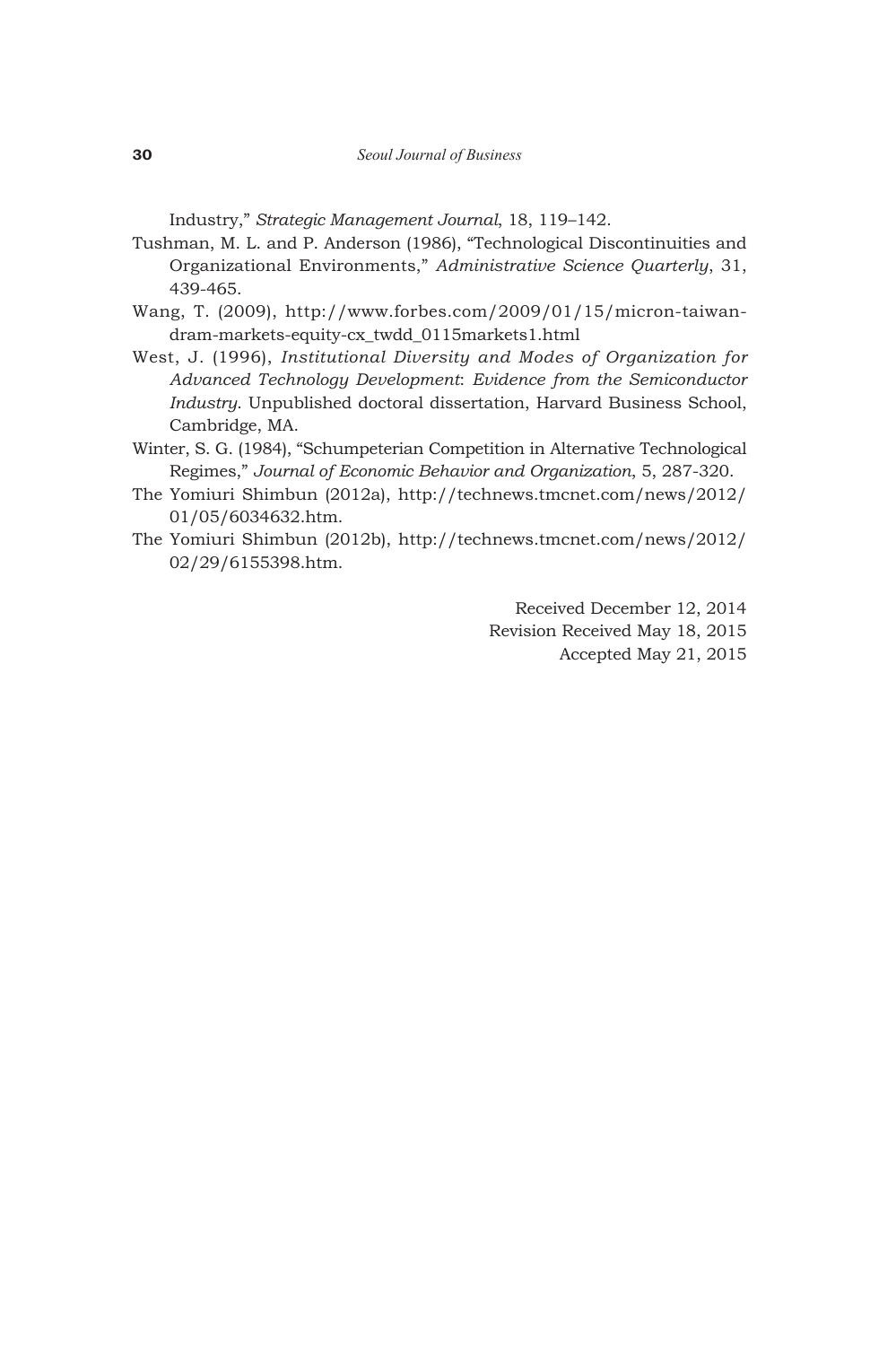Industry," *Strategic Management Journal*, 18, 119–142.

Tushman, M. L. and P. Anderson (1986), "Technological Discontinuities and Organizational Environments," *Administrative Science Quarterly*, 31, 439-465.

Wang, T. (2009), http://www.forbes.com/2009/01/15/micron-taiwan-dram-markets-equity-cx_twdd_0115markets1.html

West, J. (1996), *Institutional Diversity and Modes of Organization for Advanced Technology Development*: *Evidence from the Semiconductor Industry*. Unpublished doctoral dissertation, Harvard Business School, Cambridge, MA.

Winter, S. G. (1984), "Schumpeterian Competition in Alternative Technological Regimes," *Journal of Economic Behavior and Organization*, 5, 287-320.

The Yomiuri Shimbun (2012a), http://technews.tmcnet.com/news/2012/01/05/6034632.htm.

The Yomiuri Shimbun (2012b), http://technews.tmcnet.com/news/2012/02/29/6155398.htm.

Received December 12, 2014
Revision Received May 18, 2015
Accepted May 21, 2015